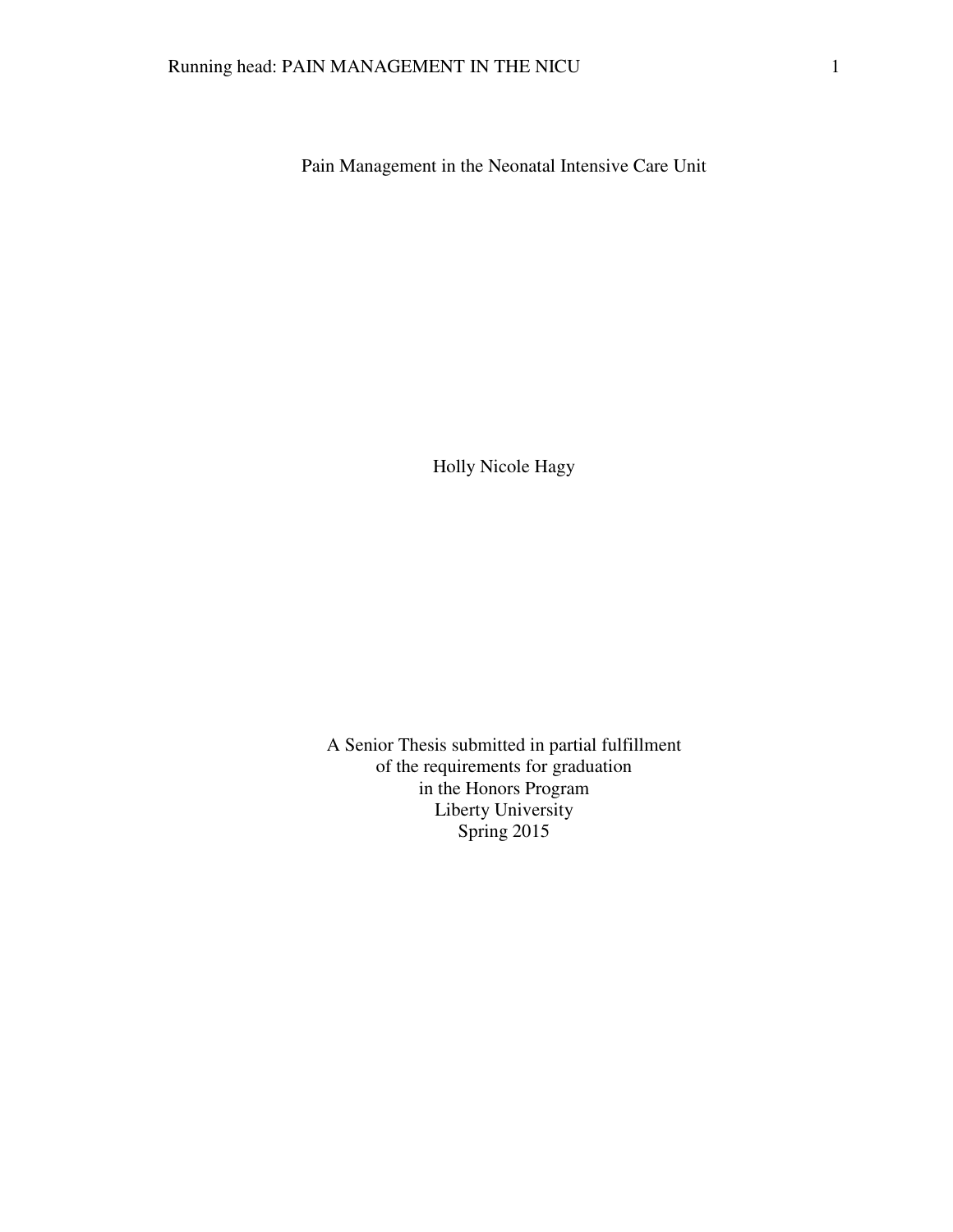# Pain Management in the Neonatal Intensive Care Unit

Holly Nicole Hagy

A Senior Thesis submitted in partial fulfillment
of the requirements for graduation
in the Honors Program
Liberty University
Spring 2015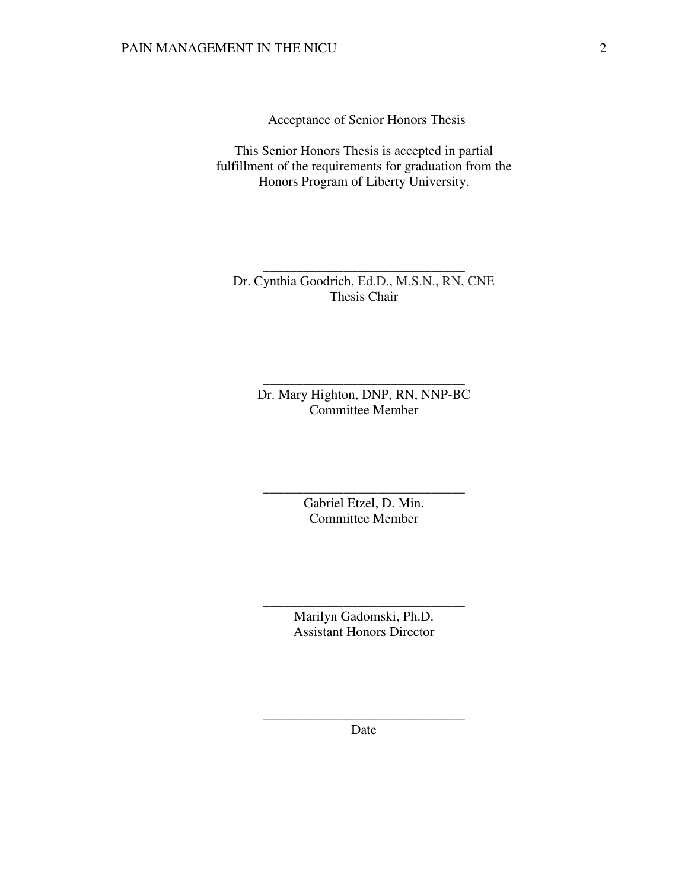Acceptance of Senior Honors Thesis

This Senior Honors Thesis is accepted in partial fulfillment of the requirements for graduation from the Honors Program of Liberty University.

______________________________
Dr. Cynthia Goodrich, Ed.D., M.S.N., RN, CNE
Thesis Chair

______________________________
Dr. Mary Highton, DNP, RN, NNP-BC
Committee Member

______________________________
Gabriel Etzel, D. Min.
Committee Member

______________________________
Marilyn Gadomski, Ph.D.
Assistant Honors Director

______________________________
Date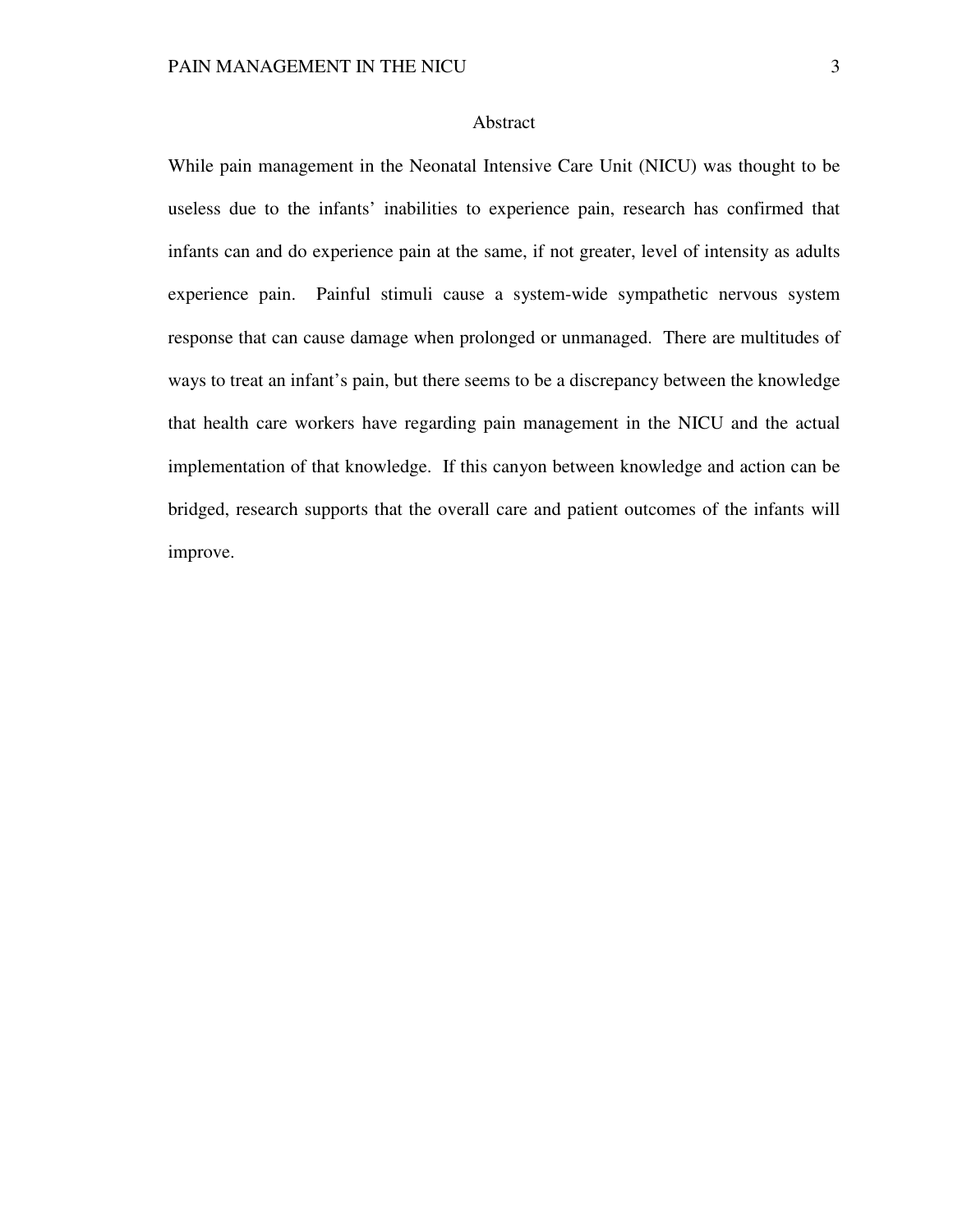# Abstract

While pain management in the Neonatal Intensive Care Unit (NICU) was thought to be useless due to the infants' inabilities to experience pain, research has confirmed that infants can and do experience pain at the same, if not greater, level of intensity as adults experience pain. Painful stimuli cause a system-wide sympathetic nervous system response that can cause damage when prolonged or unmanaged. There are multitudes of ways to treat an infant's pain, but there seems to be a discrepancy between the knowledge that health care workers have regarding pain management in the NICU and the actual implementation of that knowledge. If this canyon between knowledge and action can be bridged, research supports that the overall care and patient outcomes of the infants will improve.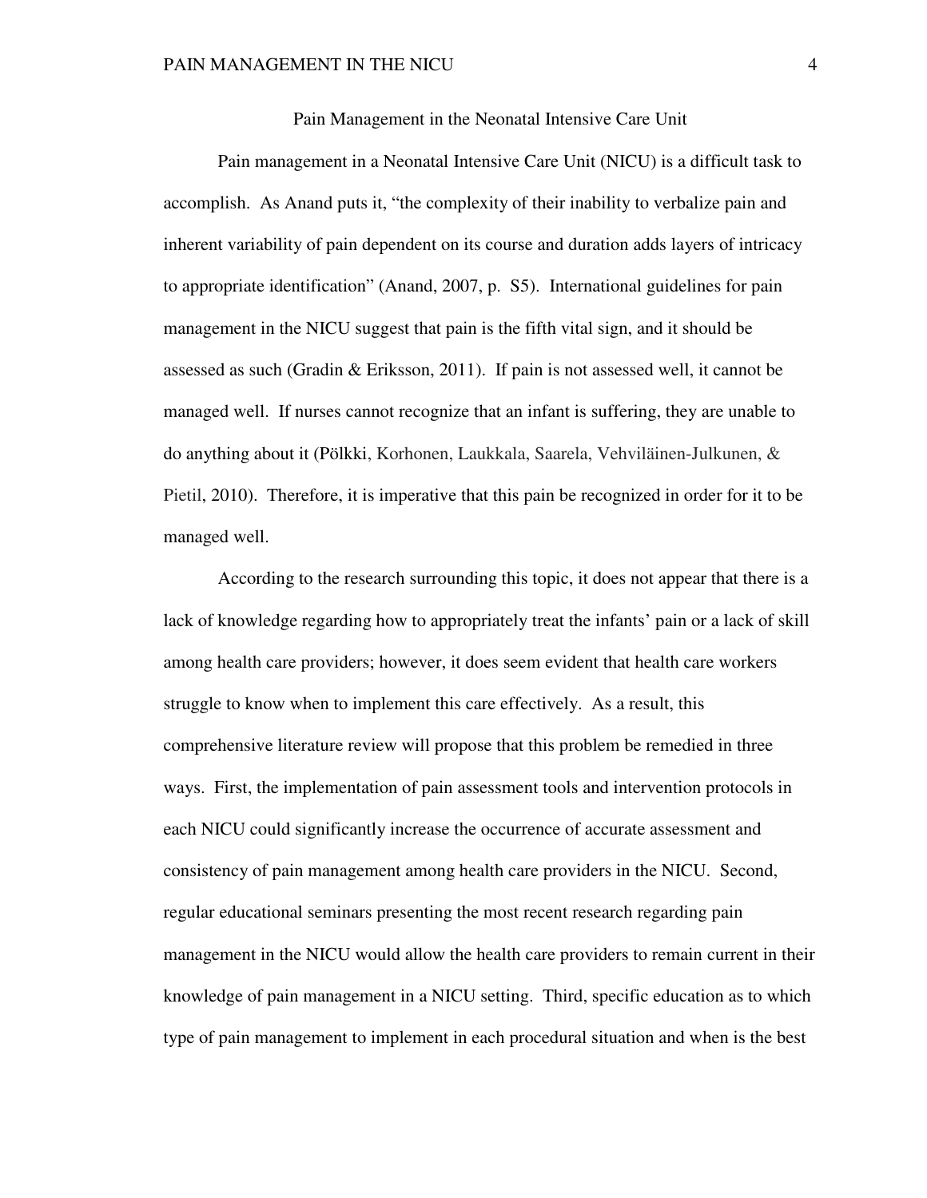# Pain Management in the Neonatal Intensive Care Unit

Pain management in a Neonatal Intensive Care Unit (NICU) is a difficult task to accomplish. As Anand puts it, "the complexity of their inability to verbalize pain and inherent variability of pain dependent on its course and duration adds layers of intricacy to appropriate identification" (Anand, 2007, p. S5). International guidelines for pain management in the NICU suggest that pain is the fifth vital sign, and it should be assessed as such (Gradin & Eriksson, 2011). If pain is not assessed well, it cannot be managed well. If nurses cannot recognize that an infant is suffering, they are unable to do anything about it (Pölkki, Korhonen, Laukkala, Saarela, Vehviläinen-Julkunen, & Pietil, 2010). Therefore, it is imperative that this pain be recognized in order for it to be managed well.

According to the research surrounding this topic, it does not appear that there is a lack of knowledge regarding how to appropriately treat the infants' pain or a lack of skill among health care providers; however, it does seem evident that health care workers struggle to know when to implement this care effectively. As a result, this comprehensive literature review will propose that this problem be remedied in three ways. First, the implementation of pain assessment tools and intervention protocols in each NICU could significantly increase the occurrence of accurate assessment and consistency of pain management among health care providers in the NICU. Second, regular educational seminars presenting the most recent research regarding pain management in the NICU would allow the health care providers to remain current in their knowledge of pain management in a NICU setting. Third, specific education as to which type of pain management to implement in each procedural situation and when is the best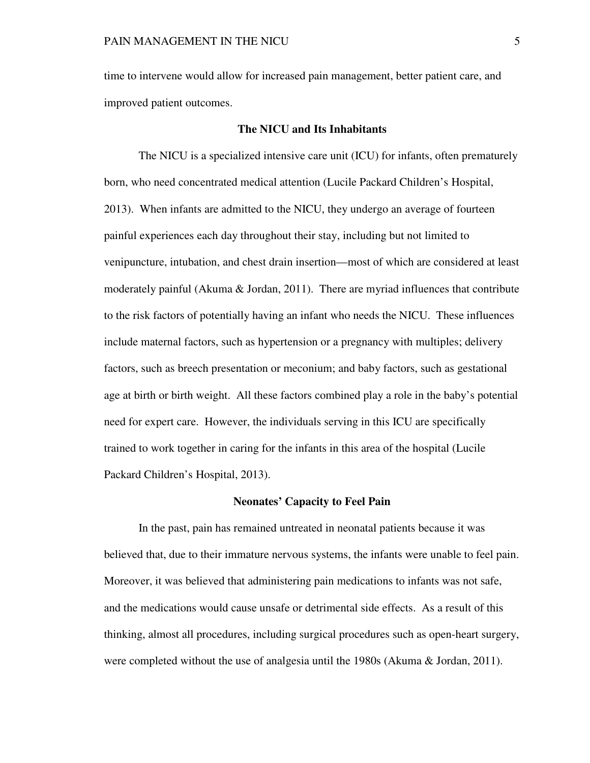time to intervene would allow for increased pain management, better patient care, and improved patient outcomes.

## The NICU and Its Inhabitants

The NICU is a specialized intensive care unit (ICU) for infants, often prematurely born, who need concentrated medical attention (Lucile Packard Children's Hospital, 2013). When infants are admitted to the NICU, they undergo an average of fourteen painful experiences each day throughout their stay, including but not limited to venipuncture, intubation, and chest drain insertion—most of which are considered at least moderately painful (Akuma & Jordan, 2011). There are myriad influences that contribute to the risk factors of potentially having an infant who needs the NICU. These influences include maternal factors, such as hypertension or a pregnancy with multiples; delivery factors, such as breech presentation or meconium; and baby factors, such as gestational age at birth or birth weight. All these factors combined play a role in the baby's potential need for expert care. However, the individuals serving in this ICU are specifically trained to work together in caring for the infants in this area of the hospital (Lucile Packard Children's Hospital, 2013).

## Neonates' Capacity to Feel Pain

In the past, pain has remained untreated in neonatal patients because it was believed that, due to their immature nervous systems, the infants were unable to feel pain. Moreover, it was believed that administering pain medications to infants was not safe, and the medications would cause unsafe or detrimental side effects. As a result of this thinking, almost all procedures, including surgical procedures such as open-heart surgery, were completed without the use of analgesia until the 1980s (Akuma & Jordan, 2011).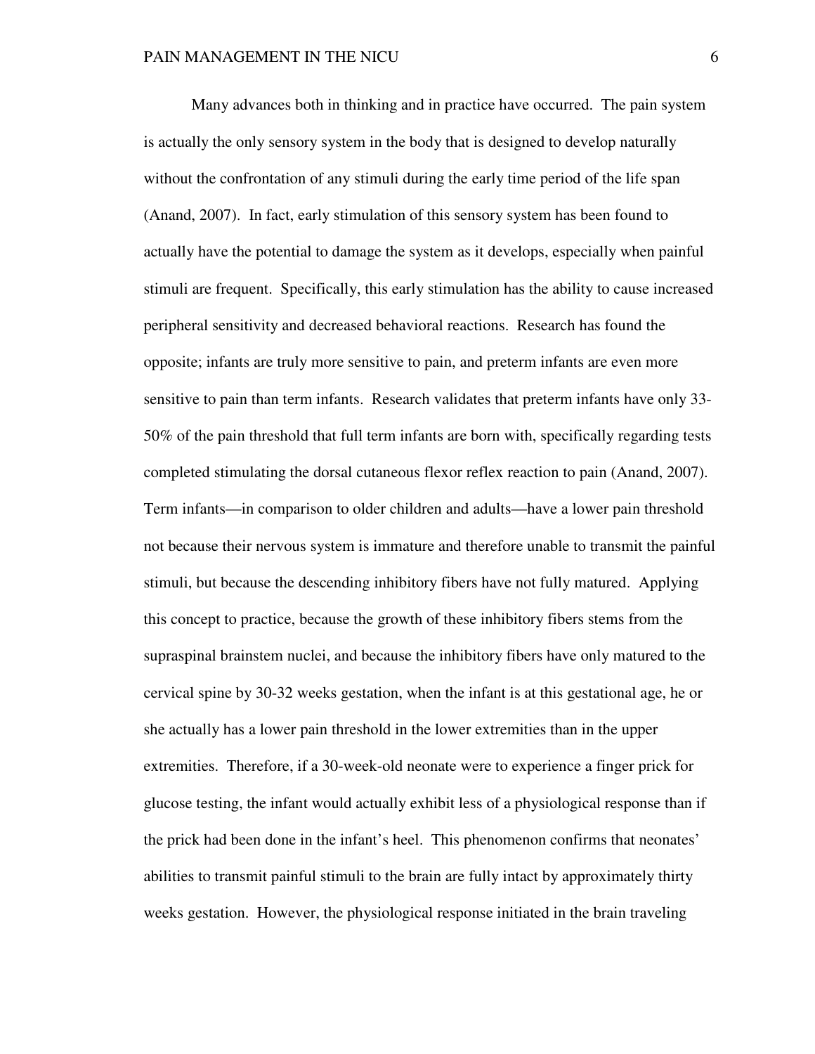Many advances both in thinking and in practice have occurred. The pain system is actually the only sensory system in the body that is designed to develop naturally without the confrontation of any stimuli during the early time period of the life span (Anand, 2007). In fact, early stimulation of this sensory system has been found to actually have the potential to damage the system as it develops, especially when painful stimuli are frequent. Specifically, this early stimulation has the ability to cause increased peripheral sensitivity and decreased behavioral reactions. Research has found the opposite; infants are truly more sensitive to pain, and preterm infants are even more sensitive to pain than term infants. Research validates that preterm infants have only 33-50% of the pain threshold that full term infants are born with, specifically regarding tests completed stimulating the dorsal cutaneous flexor reflex reaction to pain (Anand, 2007). Term infants—in comparison to older children and adults—have a lower pain threshold not because their nervous system is immature and therefore unable to transmit the painful stimuli, but because the descending inhibitory fibers have not fully matured. Applying this concept to practice, because the growth of these inhibitory fibers stems from the supraspinal brainstem nuclei, and because the inhibitory fibers have only matured to the cervical spine by 30-32 weeks gestation, when the infant is at this gestational age, he or she actually has a lower pain threshold in the lower extremities than in the upper extremities. Therefore, if a 30-week-old neonate were to experience a finger prick for glucose testing, the infant would actually exhibit less of a physiological response than if the prick had been done in the infant's heel. This phenomenon confirms that neonates' abilities to transmit painful stimuli to the brain are fully intact by approximately thirty weeks gestation. However, the physiological response initiated in the brain traveling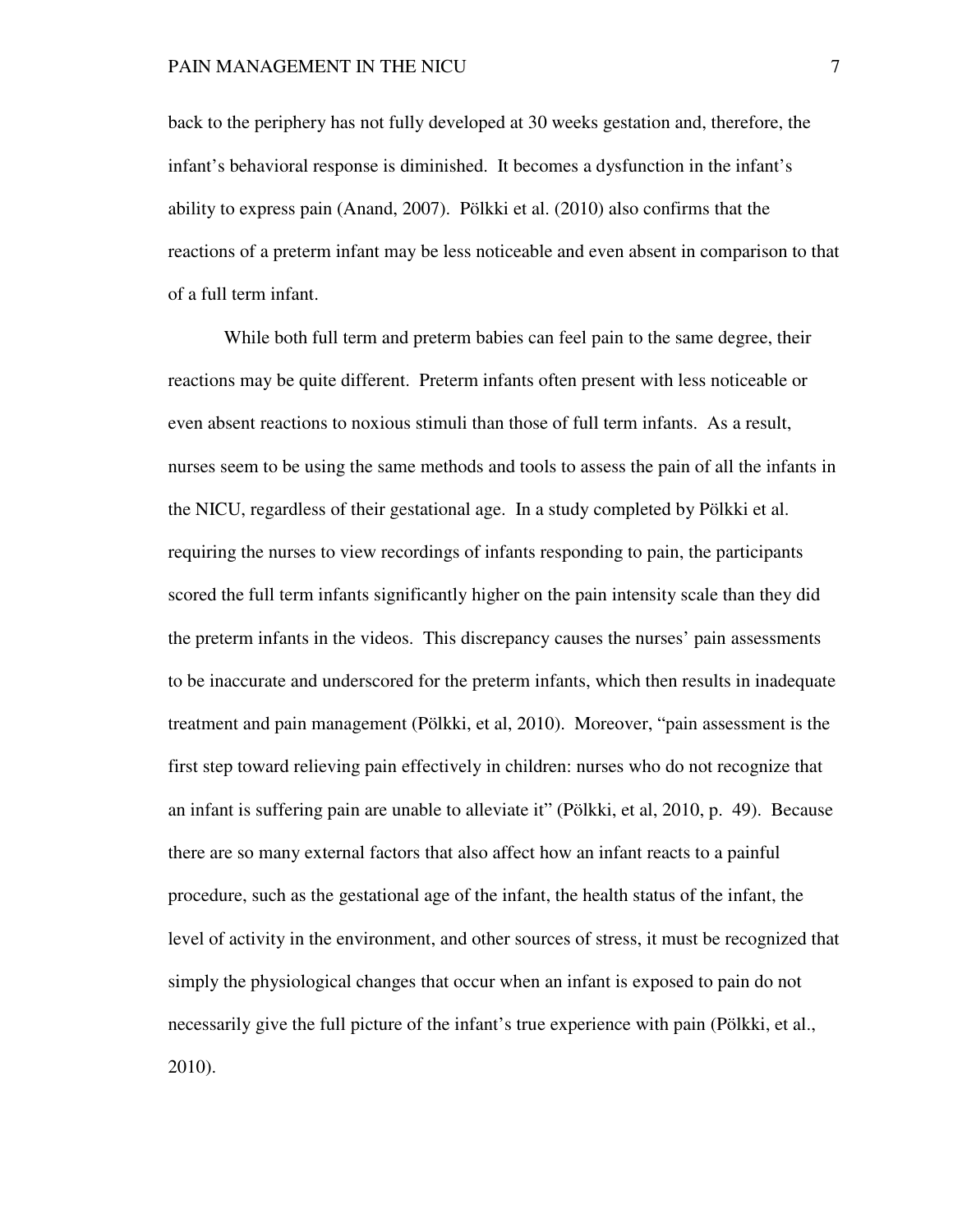back to the periphery has not fully developed at 30 weeks gestation and, therefore, the infant's behavioral response is diminished. It becomes a dysfunction in the infant's ability to express pain (Anand, 2007). Pölkki et al. (2010) also confirms that the reactions of a preterm infant may be less noticeable and even absent in comparison to that of a full term infant.

While both full term and preterm babies can feel pain to the same degree, their reactions may be quite different. Preterm infants often present with less noticeable or even absent reactions to noxious stimuli than those of full term infants. As a result, nurses seem to be using the same methods and tools to assess the pain of all the infants in the NICU, regardless of their gestational age. In a study completed by Pölkki et al. requiring the nurses to view recordings of infants responding to pain, the participants scored the full term infants significantly higher on the pain intensity scale than they did the preterm infants in the videos. This discrepancy causes the nurses' pain assessments to be inaccurate and underscored for the preterm infants, which then results in inadequate treatment and pain management (Pölkki, et al, 2010). Moreover, "pain assessment is the first step toward relieving pain effectively in children: nurses who do not recognize that an infant is suffering pain are unable to alleviate it" (Pölkki, et al, 2010, p. 49). Because there are so many external factors that also affect how an infant reacts to a painful procedure, such as the gestational age of the infant, the health status of the infant, the level of activity in the environment, and other sources of stress, it must be recognized that simply the physiological changes that occur when an infant is exposed to pain do not necessarily give the full picture of the infant's true experience with pain (Pölkki, et al., 2010).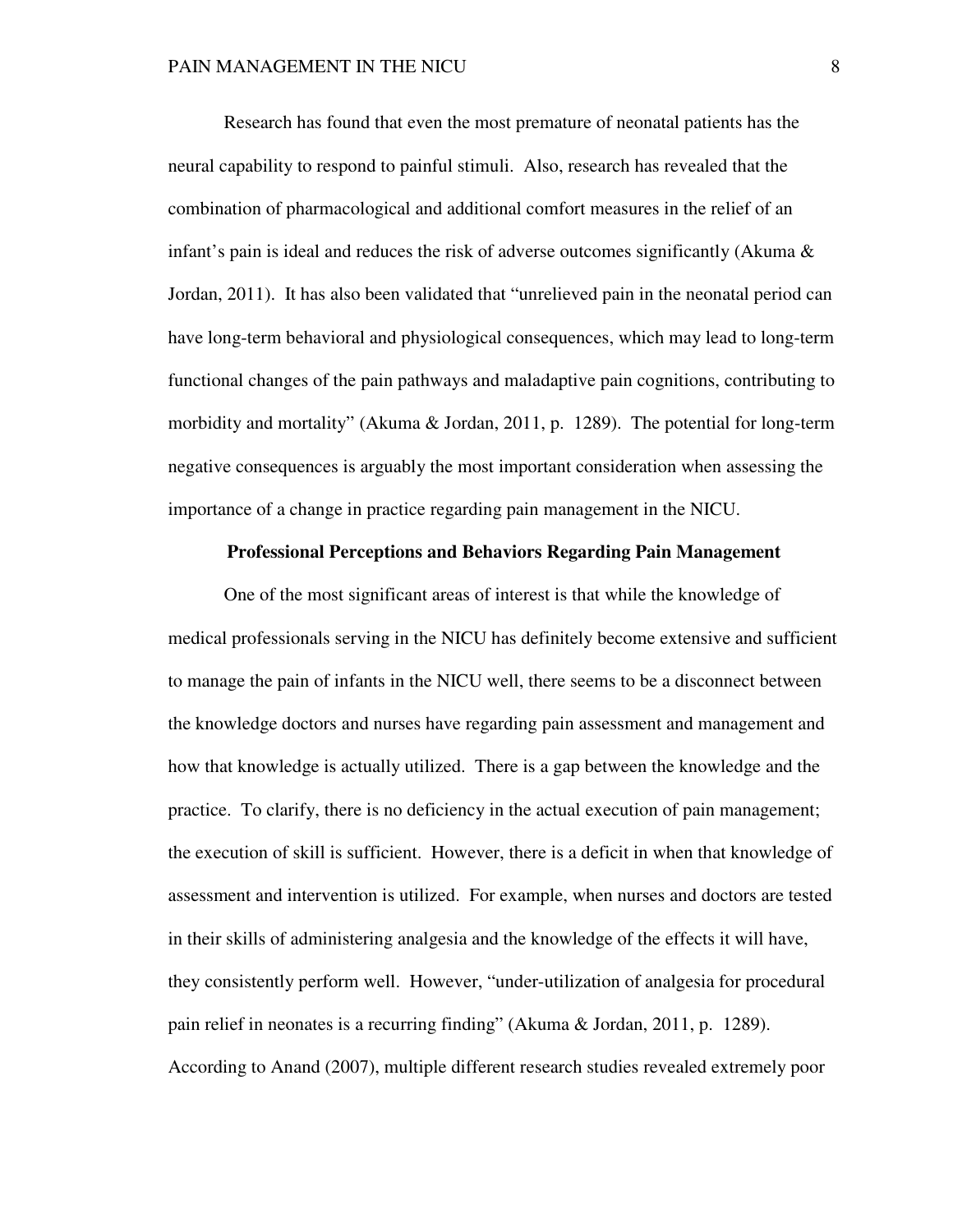Research has found that even the most premature of neonatal patients has the neural capability to respond to painful stimuli. Also, research has revealed that the combination of pharmacological and additional comfort measures in the relief of an infant's pain is ideal and reduces the risk of adverse outcomes significantly (Akuma & Jordan, 2011). It has also been validated that "unrelieved pain in the neonatal period can have long-term behavioral and physiological consequences, which may lead to long-term functional changes of the pain pathways and maladaptive pain cognitions, contributing to morbidity and mortality" (Akuma & Jordan, 2011, p. 1289). The potential for long-term negative consequences is arguably the most important consideration when assessing the importance of a change in practice regarding pain management in the NICU.

## Professional Perceptions and Behaviors Regarding Pain Management

One of the most significant areas of interest is that while the knowledge of medical professionals serving in the NICU has definitely become extensive and sufficient to manage the pain of infants in the NICU well, there seems to be a disconnect between the knowledge doctors and nurses have regarding pain assessment and management and how that knowledge is actually utilized. There is a gap between the knowledge and the practice. To clarify, there is no deficiency in the actual execution of pain management; the execution of skill is sufficient. However, there is a deficit in when that knowledge of assessment and intervention is utilized. For example, when nurses and doctors are tested in their skills of administering analgesia and the knowledge of the effects it will have, they consistently perform well. However, "under-utilization of analgesia for procedural pain relief in neonates is a recurring finding" (Akuma & Jordan, 2011, p. 1289). According to Anand (2007), multiple different research studies revealed extremely poor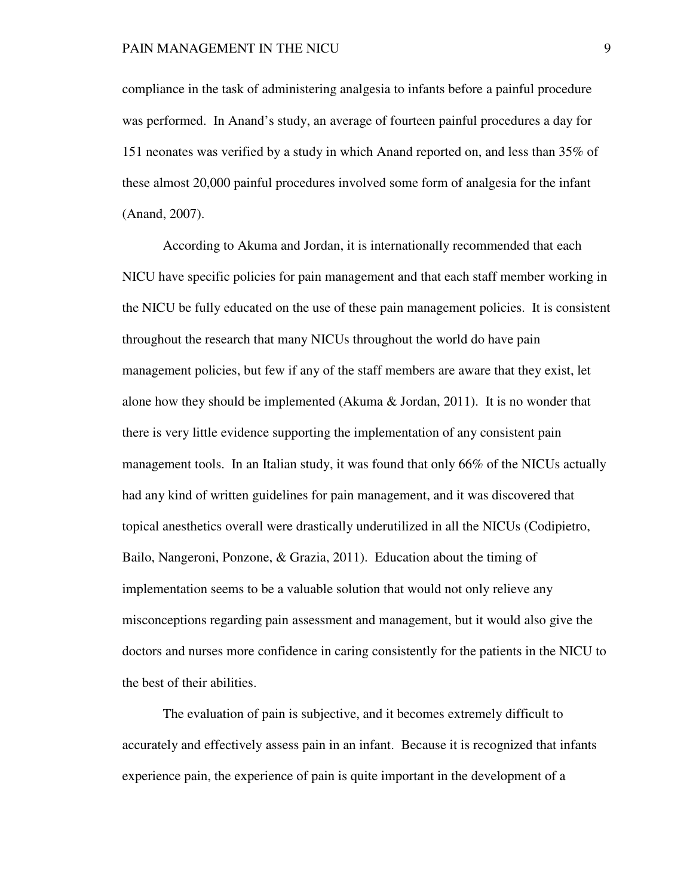compliance in the task of administering analgesia to infants before a painful procedure was performed. In Anand's study, an average of fourteen painful procedures a day for 151 neonates was verified by a study in which Anand reported on, and less than 35% of these almost 20,000 painful procedures involved some form of analgesia for the infant (Anand, 2007).

According to Akuma and Jordan, it is internationally recommended that each NICU have specific policies for pain management and that each staff member working in the NICU be fully educated on the use of these pain management policies. It is consistent throughout the research that many NICUs throughout the world do have pain management policies, but few if any of the staff members are aware that they exist, let alone how they should be implemented (Akuma & Jordan, 2011). It is no wonder that there is very little evidence supporting the implementation of any consistent pain management tools. In an Italian study, it was found that only 66% of the NICUs actually had any kind of written guidelines for pain management, and it was discovered that topical anesthetics overall were drastically underutilized in all the NICUs (Codipietro, Bailo, Nangeroni, Ponzone, & Grazia, 2011). Education about the timing of implementation seems to be a valuable solution that would not only relieve any misconceptions regarding pain assessment and management, but it would also give the doctors and nurses more confidence in caring consistently for the patients in the NICU to the best of their abilities.

The evaluation of pain is subjective, and it becomes extremely difficult to accurately and effectively assess pain in an infant. Because it is recognized that infants experience pain, the experience of pain is quite important in the development of a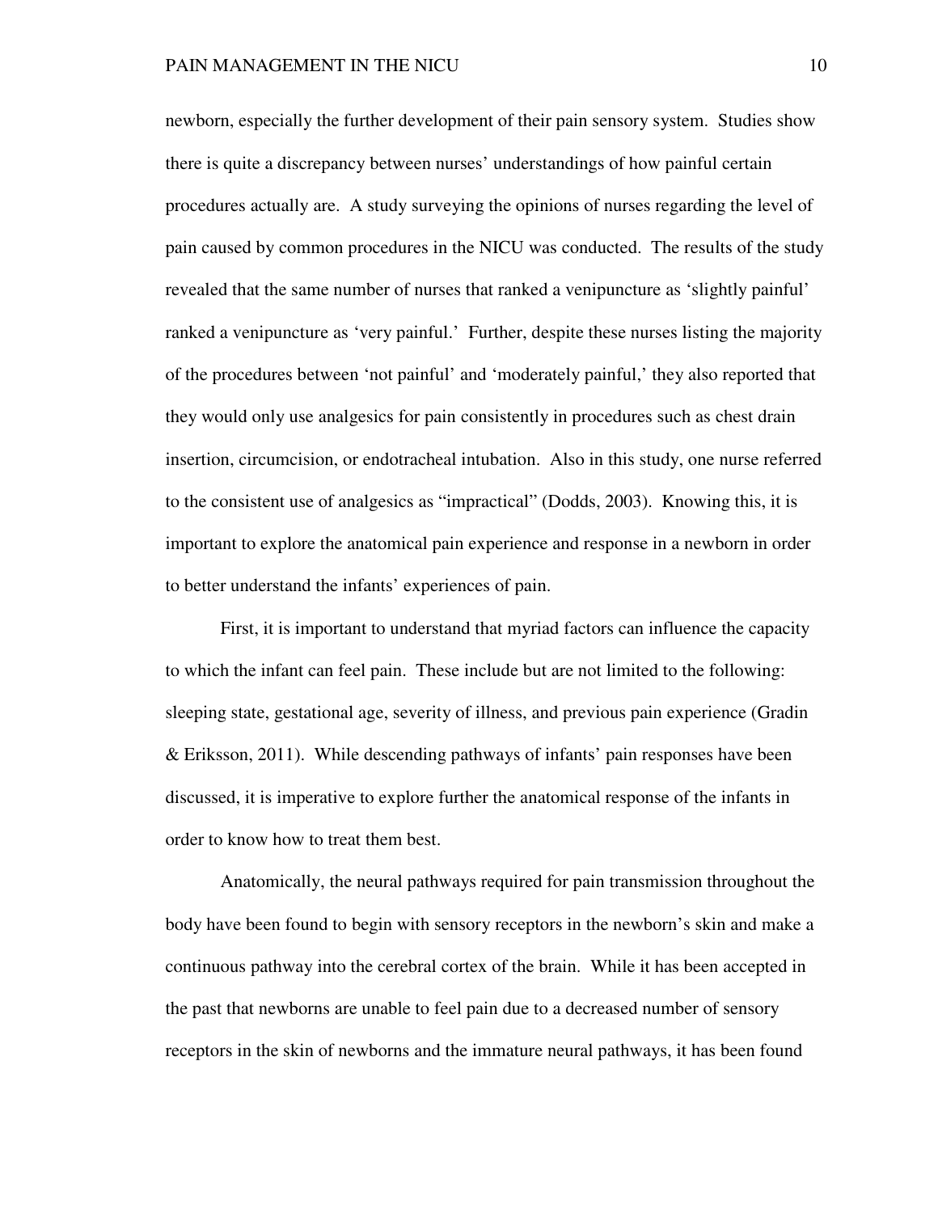newborn, especially the further development of their pain sensory system. Studies show there is quite a discrepancy between nurses' understandings of how painful certain procedures actually are. A study surveying the opinions of nurses regarding the level of pain caused by common procedures in the NICU was conducted. The results of the study revealed that the same number of nurses that ranked a venipuncture as 'slightly painful' ranked a venipuncture as 'very painful.' Further, despite these nurses listing the majority of the procedures between 'not painful' and 'moderately painful,' they also reported that they would only use analgesics for pain consistently in procedures such as chest drain insertion, circumcision, or endotracheal intubation. Also in this study, one nurse referred to the consistent use of analgesics as "impractical" (Dodds, 2003). Knowing this, it is important to explore the anatomical pain experience and response in a newborn in order to better understand the infants' experiences of pain.

First, it is important to understand that myriad factors can influence the capacity to which the infant can feel pain. These include but are not limited to the following: sleeping state, gestational age, severity of illness, and previous pain experience (Gradin & Eriksson, 2011). While descending pathways of infants' pain responses have been discussed, it is imperative to explore further the anatomical response of the infants in order to know how to treat them best.

Anatomically, the neural pathways required for pain transmission throughout the body have been found to begin with sensory receptors in the newborn's skin and make a continuous pathway into the cerebral cortex of the brain. While it has been accepted in the past that newborns are unable to feel pain due to a decreased number of sensory receptors in the skin of newborns and the immature neural pathways, it has been found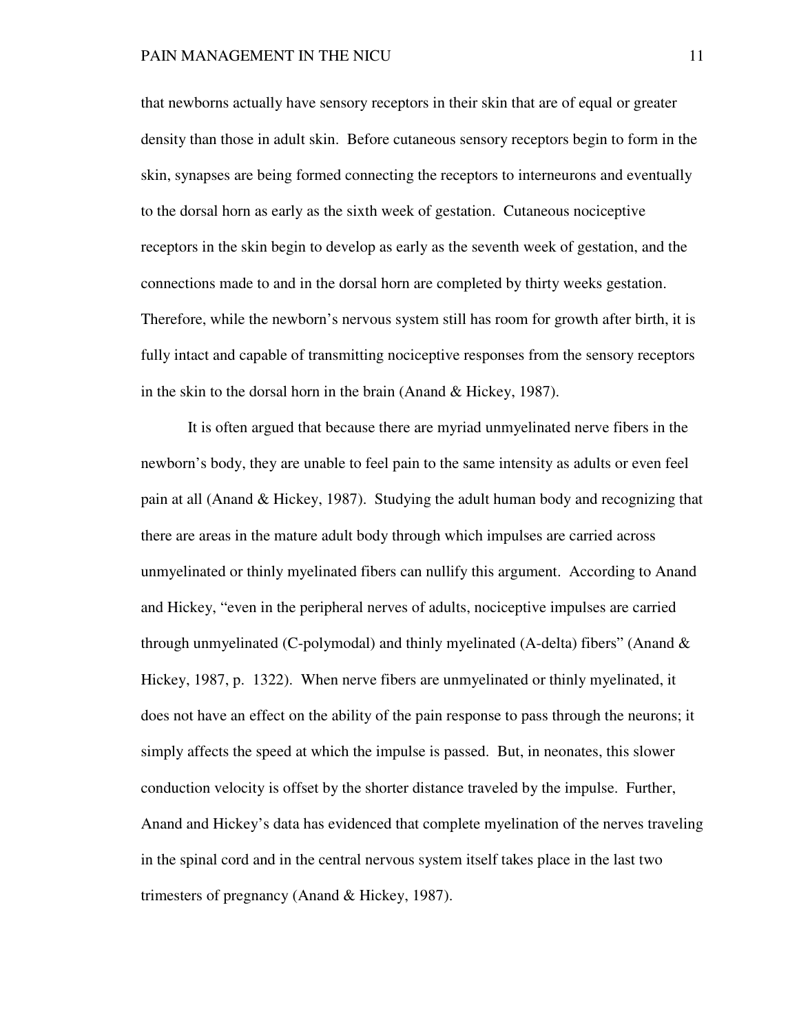that newborns actually have sensory receptors in their skin that are of equal or greater density than those in adult skin. Before cutaneous sensory receptors begin to form in the skin, synapses are being formed connecting the receptors to interneurons and eventually to the dorsal horn as early as the sixth week of gestation. Cutaneous nociceptive receptors in the skin begin to develop as early as the seventh week of gestation, and the connections made to and in the dorsal horn are completed by thirty weeks gestation. Therefore, while the newborn's nervous system still has room for growth after birth, it is fully intact and capable of transmitting nociceptive responses from the sensory receptors in the skin to the dorsal horn in the brain (Anand & Hickey, 1987).

It is often argued that because there are myriad unmyelinated nerve fibers in the newborn's body, they are unable to feel pain to the same intensity as adults or even feel pain at all (Anand & Hickey, 1987). Studying the adult human body and recognizing that there are areas in the mature adult body through which impulses are carried across unmyelinated or thinly myelinated fibers can nullify this argument. According to Anand and Hickey, "even in the peripheral nerves of adults, nociceptive impulses are carried through unmyelinated (C-polymodal) and thinly myelinated (A-delta) fibers" (Anand & Hickey, 1987, p. 1322). When nerve fibers are unmyelinated or thinly myelinated, it does not have an effect on the ability of the pain response to pass through the neurons; it simply affects the speed at which the impulse is passed. But, in neonates, this slower conduction velocity is offset by the shorter distance traveled by the impulse. Further, Anand and Hickey's data has evidenced that complete myelination of the nerves traveling in the spinal cord and in the central nervous system itself takes place in the last two trimesters of pregnancy (Anand & Hickey, 1987).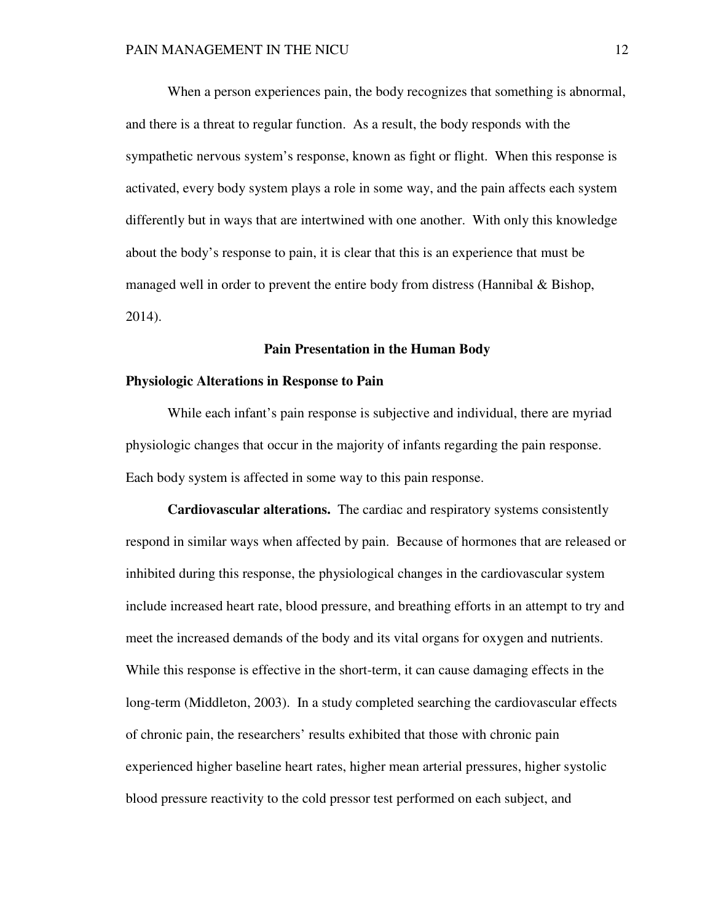When a person experiences pain, the body recognizes that something is abnormal, and there is a threat to regular function. As a result, the body responds with the sympathetic nervous system's response, known as fight or flight. When this response is activated, every body system plays a role in some way, and the pain affects each system differently but in ways that are intertwined with one another. With only this knowledge about the body's response to pain, it is clear that this is an experience that must be managed well in order to prevent the entire body from distress (Hannibal & Bishop, 2014).

## Pain Presentation in the Human Body

### Physiologic Alterations in Response to Pain

While each infant's pain response is subjective and individual, there are myriad physiologic changes that occur in the majority of infants regarding the pain response. Each body system is affected in some way to this pain response.

**Cardiovascular alterations.** The cardiac and respiratory systems consistently respond in similar ways when affected by pain. Because of hormones that are released or inhibited during this response, the physiological changes in the cardiovascular system include increased heart rate, blood pressure, and breathing efforts in an attempt to try and meet the increased demands of the body and its vital organs for oxygen and nutrients. While this response is effective in the short-term, it can cause damaging effects in the long-term (Middleton, 2003). In a study completed searching the cardiovascular effects of chronic pain, the researchers' results exhibited that those with chronic pain experienced higher baseline heart rates, higher mean arterial pressures, higher systolic blood pressure reactivity to the cold pressor test performed on each subject, and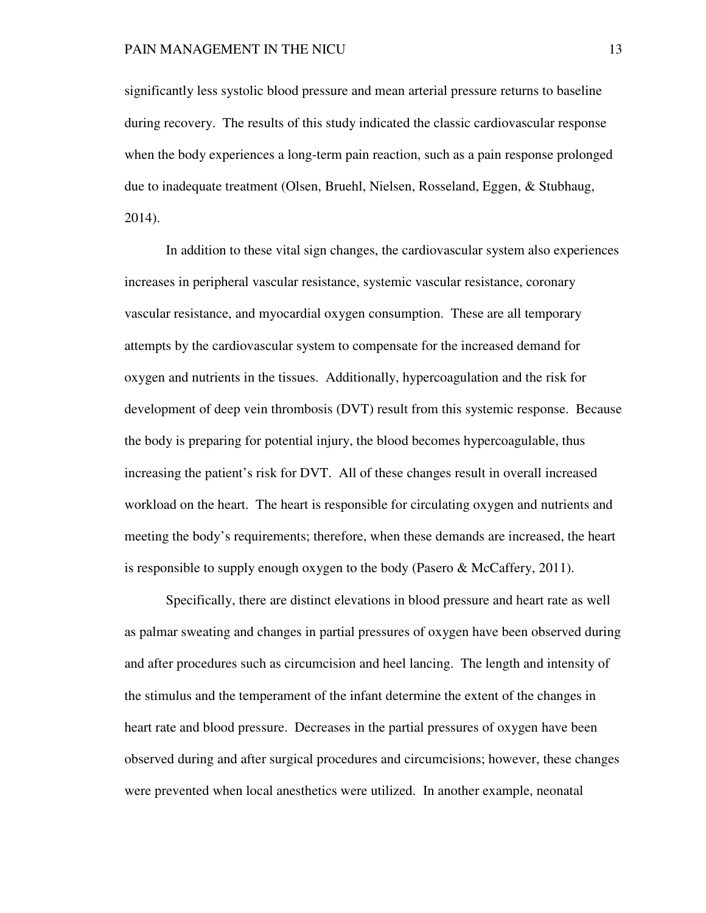significantly less systolic blood pressure and mean arterial pressure returns to baseline during recovery. The results of this study indicated the classic cardiovascular response when the body experiences a long-term pain reaction, such as a pain response prolonged due to inadequate treatment (Olsen, Bruehl, Nielsen, Rosseland, Eggen, & Stubhaug, 2014).

In addition to these vital sign changes, the cardiovascular system also experiences increases in peripheral vascular resistance, systemic vascular resistance, coronary vascular resistance, and myocardial oxygen consumption. These are all temporary attempts by the cardiovascular system to compensate for the increased demand for oxygen and nutrients in the tissues. Additionally, hypercoagulation and the risk for development of deep vein thrombosis (DVT) result from this systemic response. Because the body is preparing for potential injury, the blood becomes hypercoagulable, thus increasing the patient's risk for DVT. All of these changes result in overall increased workload on the heart. The heart is responsible for circulating oxygen and nutrients and meeting the body's requirements; therefore, when these demands are increased, the heart is responsible to supply enough oxygen to the body (Pasero & McCaffery, 2011).

Specifically, there are distinct elevations in blood pressure and heart rate as well as palmar sweating and changes in partial pressures of oxygen have been observed during and after procedures such as circumcision and heel lancing. The length and intensity of the stimulus and the temperament of the infant determine the extent of the changes in heart rate and blood pressure. Decreases in the partial pressures of oxygen have been observed during and after surgical procedures and circumcisions; however, these changes were prevented when local anesthetics were utilized. In another example, neonatal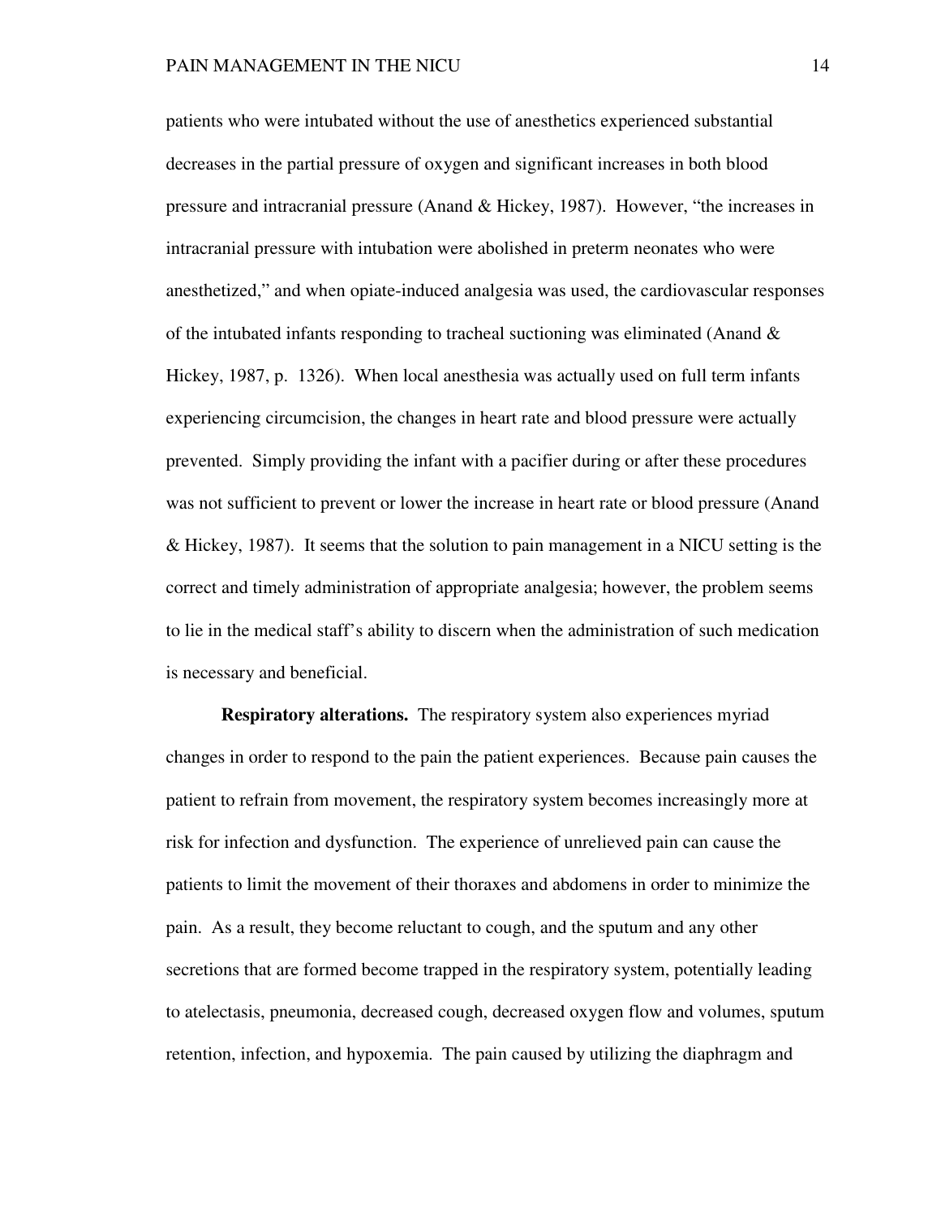patients who were intubated without the use of anesthetics experienced substantial decreases in the partial pressure of oxygen and significant increases in both blood pressure and intracranial pressure (Anand & Hickey, 1987). However, "the increases in intracranial pressure with intubation were abolished in preterm neonates who were anesthetized," and when opiate-induced analgesia was used, the cardiovascular responses of the intubated infants responding to tracheal suctioning was eliminated (Anand & Hickey, 1987, p. 1326). When local anesthesia was actually used on full term infants experiencing circumcision, the changes in heart rate and blood pressure were actually prevented. Simply providing the infant with a pacifier during or after these procedures was not sufficient to prevent or lower the increase in heart rate or blood pressure (Anand & Hickey, 1987). It seems that the solution to pain management in a NICU setting is the correct and timely administration of appropriate analgesia; however, the problem seems to lie in the medical staff's ability to discern when the administration of such medication is necessary and beneficial.

**Respiratory alterations.** The respiratory system also experiences myriad changes in order to respond to the pain the patient experiences. Because pain causes the patient to refrain from movement, the respiratory system becomes increasingly more at risk for infection and dysfunction. The experience of unrelieved pain can cause the patients to limit the movement of their thoraxes and abdomens in order to minimize the pain. As a result, they become reluctant to cough, and the sputum and any other secretions that are formed become trapped in the respiratory system, potentially leading to atelectasis, pneumonia, decreased cough, decreased oxygen flow and volumes, sputum retention, infection, and hypoxemia. The pain caused by utilizing the diaphragm and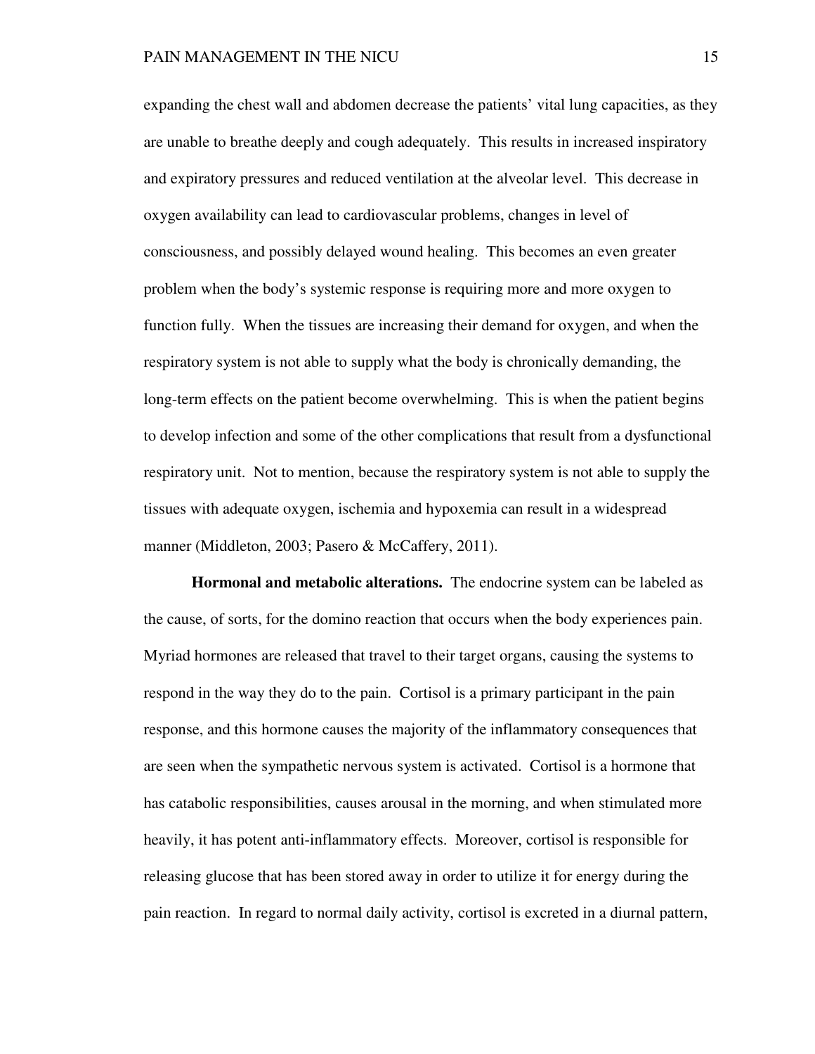expanding the chest wall and abdomen decrease the patients' vital lung capacities, as they are unable to breathe deeply and cough adequately. This results in increased inspiratory and expiratory pressures and reduced ventilation at the alveolar level. This decrease in oxygen availability can lead to cardiovascular problems, changes in level of consciousness, and possibly delayed wound healing. This becomes an even greater problem when the body's systemic response is requiring more and more oxygen to function fully. When the tissues are increasing their demand for oxygen, and when the respiratory system is not able to supply what the body is chronically demanding, the long-term effects on the patient become overwhelming. This is when the patient begins to develop infection and some of the other complications that result from a dysfunctional respiratory unit. Not to mention, because the respiratory system is not able to supply the tissues with adequate oxygen, ischemia and hypoxemia can result in a widespread manner (Middleton, 2003; Pasero & McCaffery, 2011).

**Hormonal and metabolic alterations.** The endocrine system can be labeled as the cause, of sorts, for the domino reaction that occurs when the body experiences pain. Myriad hormones are released that travel to their target organs, causing the systems to respond in the way they do to the pain. Cortisol is a primary participant in the pain response, and this hormone causes the majority of the inflammatory consequences that are seen when the sympathetic nervous system is activated. Cortisol is a hormone that has catabolic responsibilities, causes arousal in the morning, and when stimulated more heavily, it has potent anti-inflammatory effects. Moreover, cortisol is responsible for releasing glucose that has been stored away in order to utilize it for energy during the pain reaction. In regard to normal daily activity, cortisol is excreted in a diurnal pattern,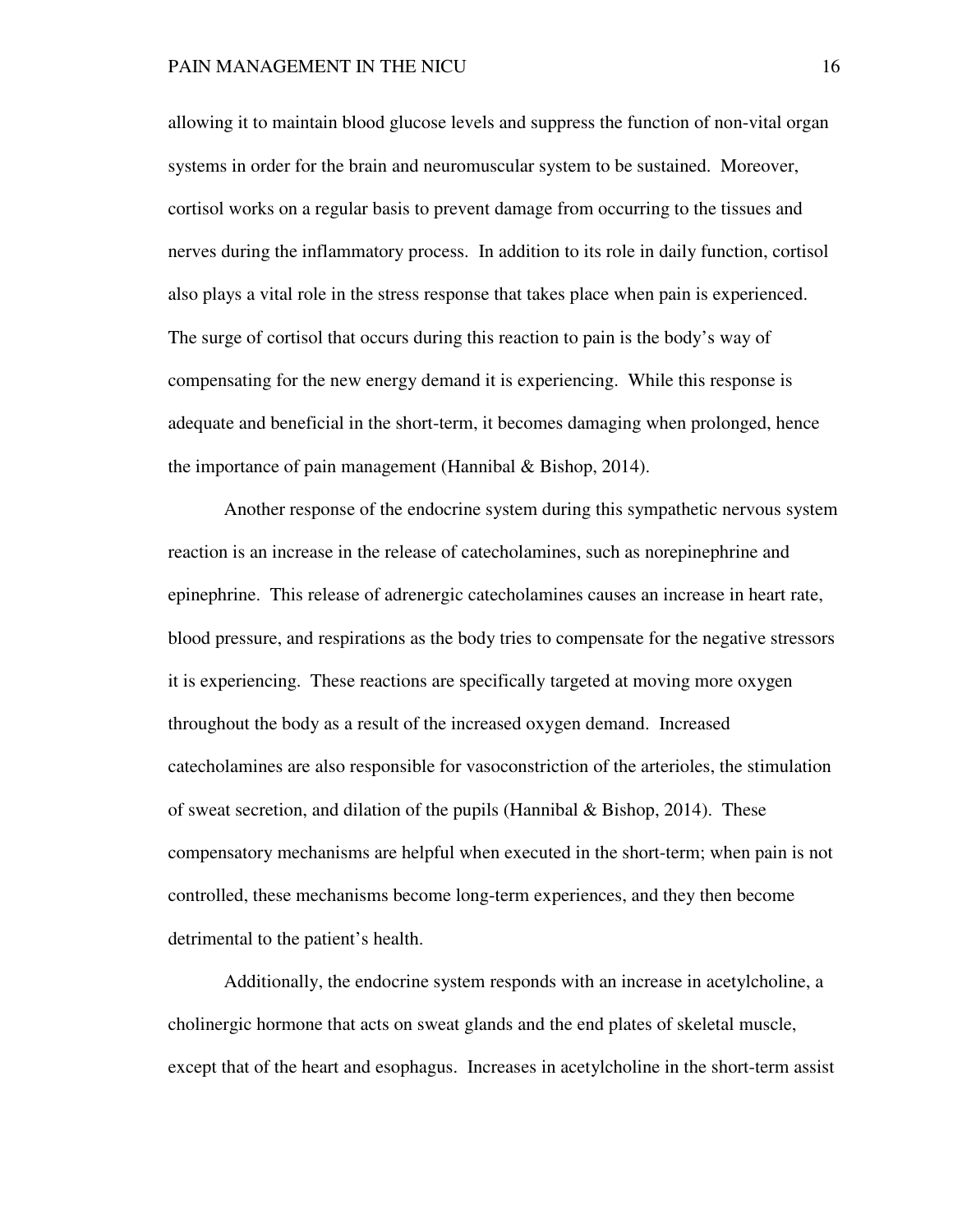allowing it to maintain blood glucose levels and suppress the function of non-vital organ systems in order for the brain and neuromuscular system to be sustained. Moreover, cortisol works on a regular basis to prevent damage from occurring to the tissues and nerves during the inflammatory process. In addition to its role in daily function, cortisol also plays a vital role in the stress response that takes place when pain is experienced. The surge of cortisol that occurs during this reaction to pain is the body's way of compensating for the new energy demand it is experiencing. While this response is adequate and beneficial in the short-term, it becomes damaging when prolonged, hence the importance of pain management (Hannibal & Bishop, 2014).

Another response of the endocrine system during this sympathetic nervous system reaction is an increase in the release of catecholamines, such as norepinephrine and epinephrine. This release of adrenergic catecholamines causes an increase in heart rate, blood pressure, and respirations as the body tries to compensate for the negative stressors it is experiencing. These reactions are specifically targeted at moving more oxygen throughout the body as a result of the increased oxygen demand. Increased catecholamines are also responsible for vasoconstriction of the arterioles, the stimulation of sweat secretion, and dilation of the pupils (Hannibal & Bishop, 2014). These compensatory mechanisms are helpful when executed in the short-term; when pain is not controlled, these mechanisms become long-term experiences, and they then become detrimental to the patient's health.

Additionally, the endocrine system responds with an increase in acetylcholine, a cholinergic hormone that acts on sweat glands and the end plates of skeletal muscle, except that of the heart and esophagus. Increases in acetylcholine in the short-term assist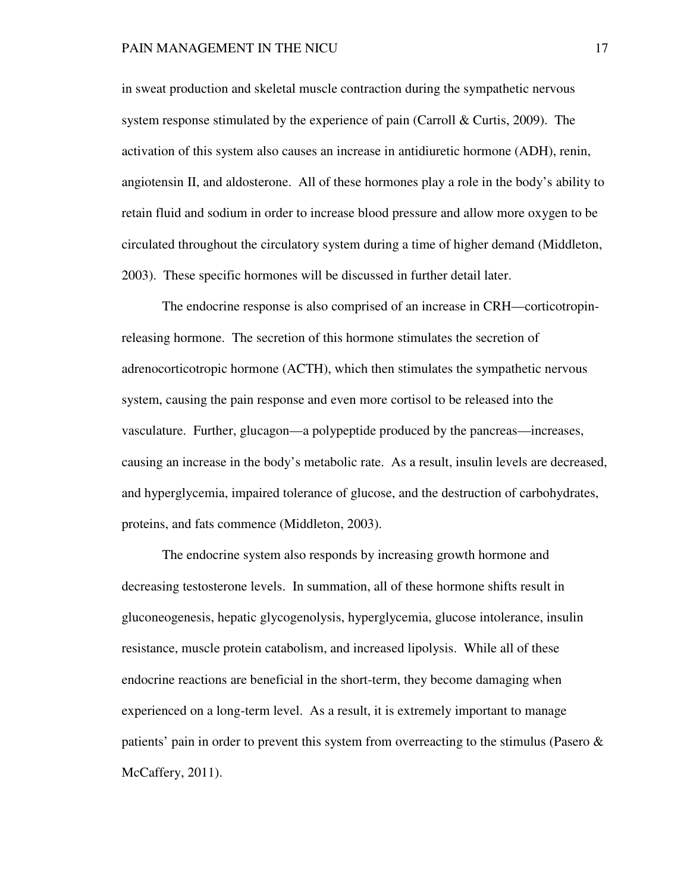in sweat production and skeletal muscle contraction during the sympathetic nervous system response stimulated by the experience of pain (Carroll & Curtis, 2009). The activation of this system also causes an increase in antidiuretic hormone (ADH), renin, angiotensin II, and aldosterone. All of these hormones play a role in the body's ability to retain fluid and sodium in order to increase blood pressure and allow more oxygen to be circulated throughout the circulatory system during a time of higher demand (Middleton, 2003). These specific hormones will be discussed in further detail later.

The endocrine response is also comprised of an increase in CRH—corticotropin-releasing hormone. The secretion of this hormone stimulates the secretion of adrenocorticotropic hormone (ACTH), which then stimulates the sympathetic nervous system, causing the pain response and even more cortisol to be released into the vasculature. Further, glucagon—a polypeptide produced by the pancreas—increases, causing an increase in the body's metabolic rate. As a result, insulin levels are decreased, and hyperglycemia, impaired tolerance of glucose, and the destruction of carbohydrates, proteins, and fats commence (Middleton, 2003).

The endocrine system also responds by increasing growth hormone and decreasing testosterone levels. In summation, all of these hormone shifts result in gluconeogenesis, hepatic glycogenolysis, hyperglycemia, glucose intolerance, insulin resistance, muscle protein catabolism, and increased lipolysis. While all of these endocrine reactions are beneficial in the short-term, they become damaging when experienced on a long-term level. As a result, it is extremely important to manage patients' pain in order to prevent this system from overreacting to the stimulus (Pasero & McCaffery, 2011).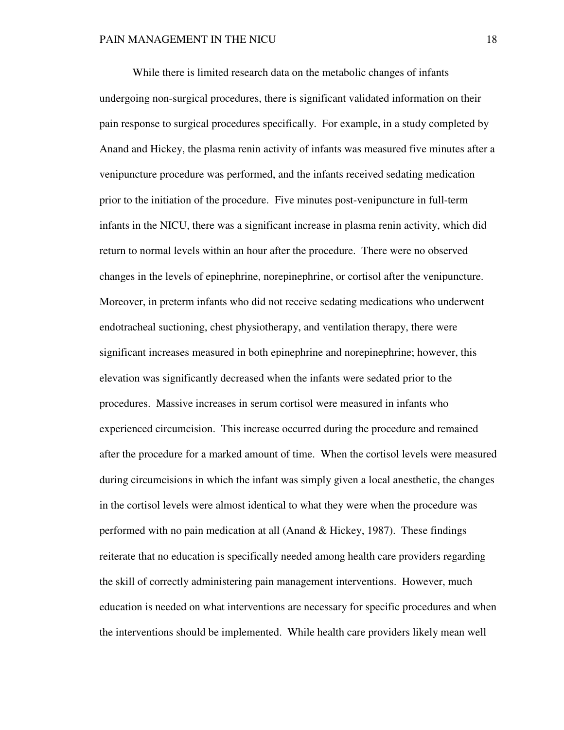While there is limited research data on the metabolic changes of infants undergoing non-surgical procedures, there is significant validated information on their pain response to surgical procedures specifically. For example, in a study completed by Anand and Hickey, the plasma renin activity of infants was measured five minutes after a venipuncture procedure was performed, and the infants received sedating medication prior to the initiation of the procedure. Five minutes post-venipuncture in full-term infants in the NICU, there was a significant increase in plasma renin activity, which did return to normal levels within an hour after the procedure. There were no observed changes in the levels of epinephrine, norepinephrine, or cortisol after the venipuncture. Moreover, in preterm infants who did not receive sedating medications who underwent endotracheal suctioning, chest physiotherapy, and ventilation therapy, there were significant increases measured in both epinephrine and norepinephrine; however, this elevation was significantly decreased when the infants were sedated prior to the procedures. Massive increases in serum cortisol were measured in infants who experienced circumcision. This increase occurred during the procedure and remained after the procedure for a marked amount of time. When the cortisol levels were measured during circumcisions in which the infant was simply given a local anesthetic, the changes in the cortisol levels were almost identical to what they were when the procedure was performed with no pain medication at all (Anand & Hickey, 1987). These findings reiterate that no education is specifically needed among health care providers regarding the skill of correctly administering pain management interventions. However, much education is needed on what interventions are necessary for specific procedures and when the interventions should be implemented. While health care providers likely mean well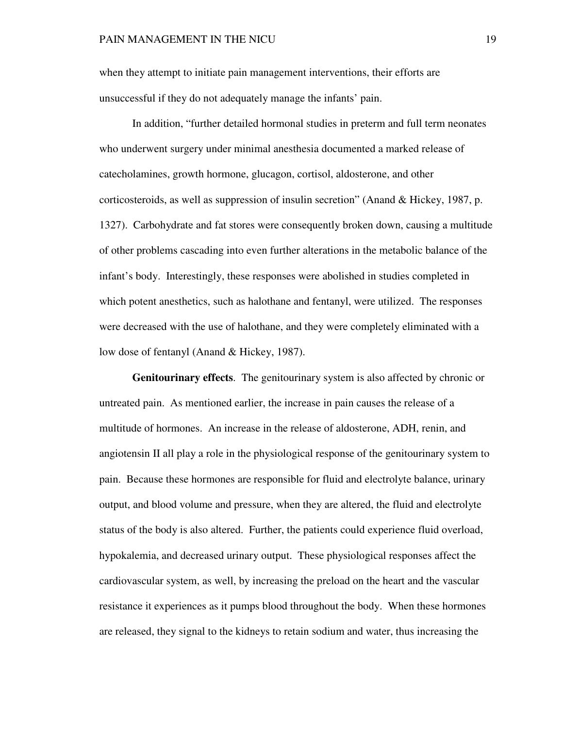when they attempt to initiate pain management interventions, their efforts are unsuccessful if they do not adequately manage the infants' pain.

In addition, "further detailed hormonal studies in preterm and full term neonates who underwent surgery under minimal anesthesia documented a marked release of catecholamines, growth hormone, glucagon, cortisol, aldosterone, and other corticosteroids, as well as suppression of insulin secretion" (Anand & Hickey, 1987, p. 1327). Carbohydrate and fat stores were consequently broken down, causing a multitude of other problems cascading into even further alterations in the metabolic balance of the infant's body. Interestingly, these responses were abolished in studies completed in which potent anesthetics, such as halothane and fentanyl, were utilized. The responses were decreased with the use of halothane, and they were completely eliminated with a low dose of fentanyl (Anand & Hickey, 1987).

**Genitourinary effects**. The genitourinary system is also affected by chronic or untreated pain. As mentioned earlier, the increase in pain causes the release of a multitude of hormones. An increase in the release of aldosterone, ADH, renin, and angiotensin II all play a role in the physiological response of the genitourinary system to pain. Because these hormones are responsible for fluid and electrolyte balance, urinary output, and blood volume and pressure, when they are altered, the fluid and electrolyte status of the body is also altered. Further, the patients could experience fluid overload, hypokalemia, and decreased urinary output. These physiological responses affect the cardiovascular system, as well, by increasing the preload on the heart and the vascular resistance it experiences as it pumps blood throughout the body. When these hormones are released, they signal to the kidneys to retain sodium and water, thus increasing the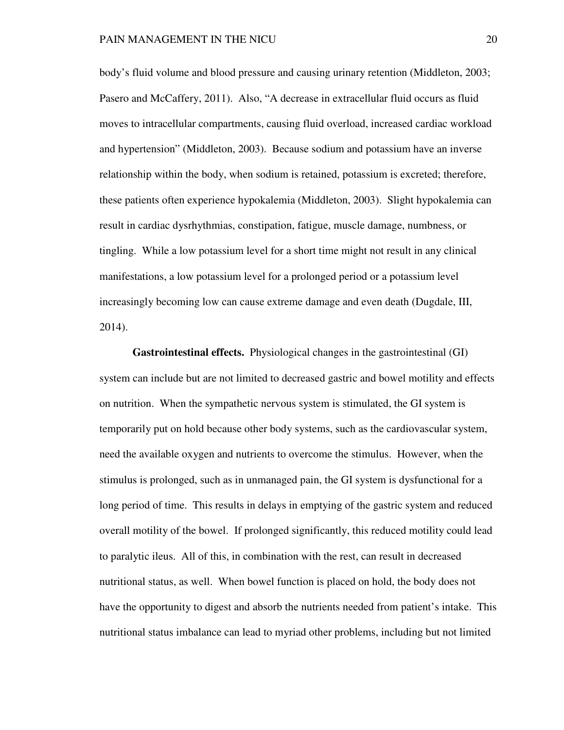body's fluid volume and blood pressure and causing urinary retention (Middleton, 2003; Pasero and McCaffery, 2011). Also, "A decrease in extracellular fluid occurs as fluid moves to intracellular compartments, causing fluid overload, increased cardiac workload and hypertension" (Middleton, 2003). Because sodium and potassium have an inverse relationship within the body, when sodium is retained, potassium is excreted; therefore, these patients often experience hypokalemia (Middleton, 2003). Slight hypokalemia can result in cardiac dysrhythmias, constipation, fatigue, muscle damage, numbness, or tingling. While a low potassium level for a short time might not result in any clinical manifestations, a low potassium level for a prolonged period or a potassium level increasingly becoming low can cause extreme damage and even death (Dugdale, III, 2014).

**Gastrointestinal effects.** Physiological changes in the gastrointestinal (GI) system can include but are not limited to decreased gastric and bowel motility and effects on nutrition. When the sympathetic nervous system is stimulated, the GI system is temporarily put on hold because other body systems, such as the cardiovascular system, need the available oxygen and nutrients to overcome the stimulus. However, when the stimulus is prolonged, such as in unmanaged pain, the GI system is dysfunctional for a long period of time. This results in delays in emptying of the gastric system and reduced overall motility of the bowel. If prolonged significantly, this reduced motility could lead to paralytic ileus. All of this, in combination with the rest, can result in decreased nutritional status, as well. When bowel function is placed on hold, the body does not have the opportunity to digest and absorb the nutrients needed from patient's intake. This nutritional status imbalance can lead to myriad other problems, including but not limited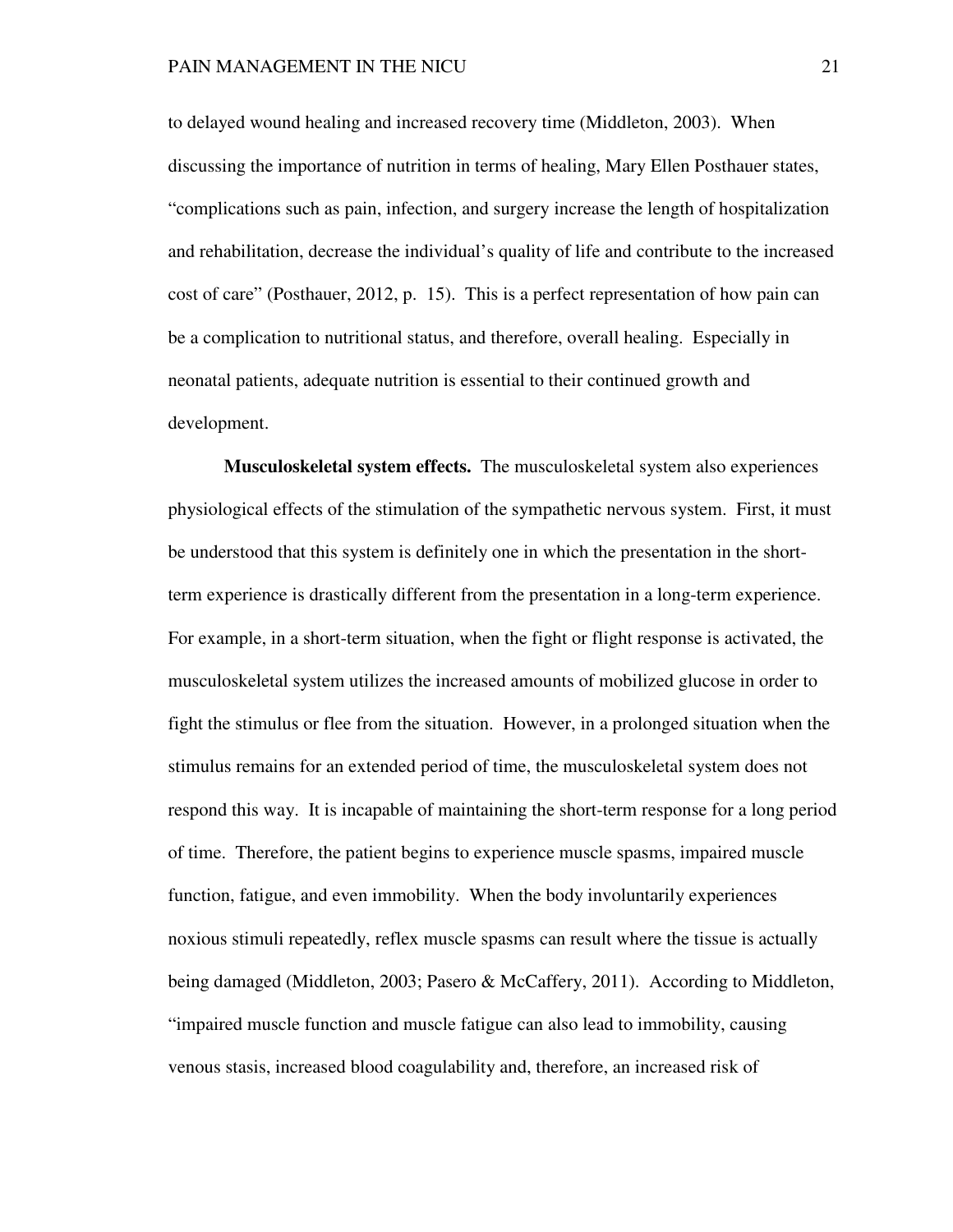to delayed wound healing and increased recovery time (Middleton, 2003). When discussing the importance of nutrition in terms of healing, Mary Ellen Posthauer states, "complications such as pain, infection, and surgery increase the length of hospitalization and rehabilitation, decrease the individual's quality of life and contribute to the increased cost of care" (Posthauer, 2012, p. 15). This is a perfect representation of how pain can be a complication to nutritional status, and therefore, overall healing. Especially in neonatal patients, adequate nutrition is essential to their continued growth and development.

**Musculoskeletal system effects.** The musculoskeletal system also experiences physiological effects of the stimulation of the sympathetic nervous system. First, it must be understood that this system is definitely one in which the presentation in the short-term experience is drastically different from the presentation in a long-term experience. For example, in a short-term situation, when the fight or flight response is activated, the musculoskeletal system utilizes the increased amounts of mobilized glucose in order to fight the stimulus or flee from the situation. However, in a prolonged situation when the stimulus remains for an extended period of time, the musculoskeletal system does not respond this way. It is incapable of maintaining the short-term response for a long period of time. Therefore, the patient begins to experience muscle spasms, impaired muscle function, fatigue, and even immobility. When the body involuntarily experiences noxious stimuli repeatedly, reflex muscle spasms can result where the tissue is actually being damaged (Middleton, 2003; Pasero & McCaffery, 2011). According to Middleton, "impaired muscle function and muscle fatigue can also lead to immobility, causing venous stasis, increased blood coagulability and, therefore, an increased risk of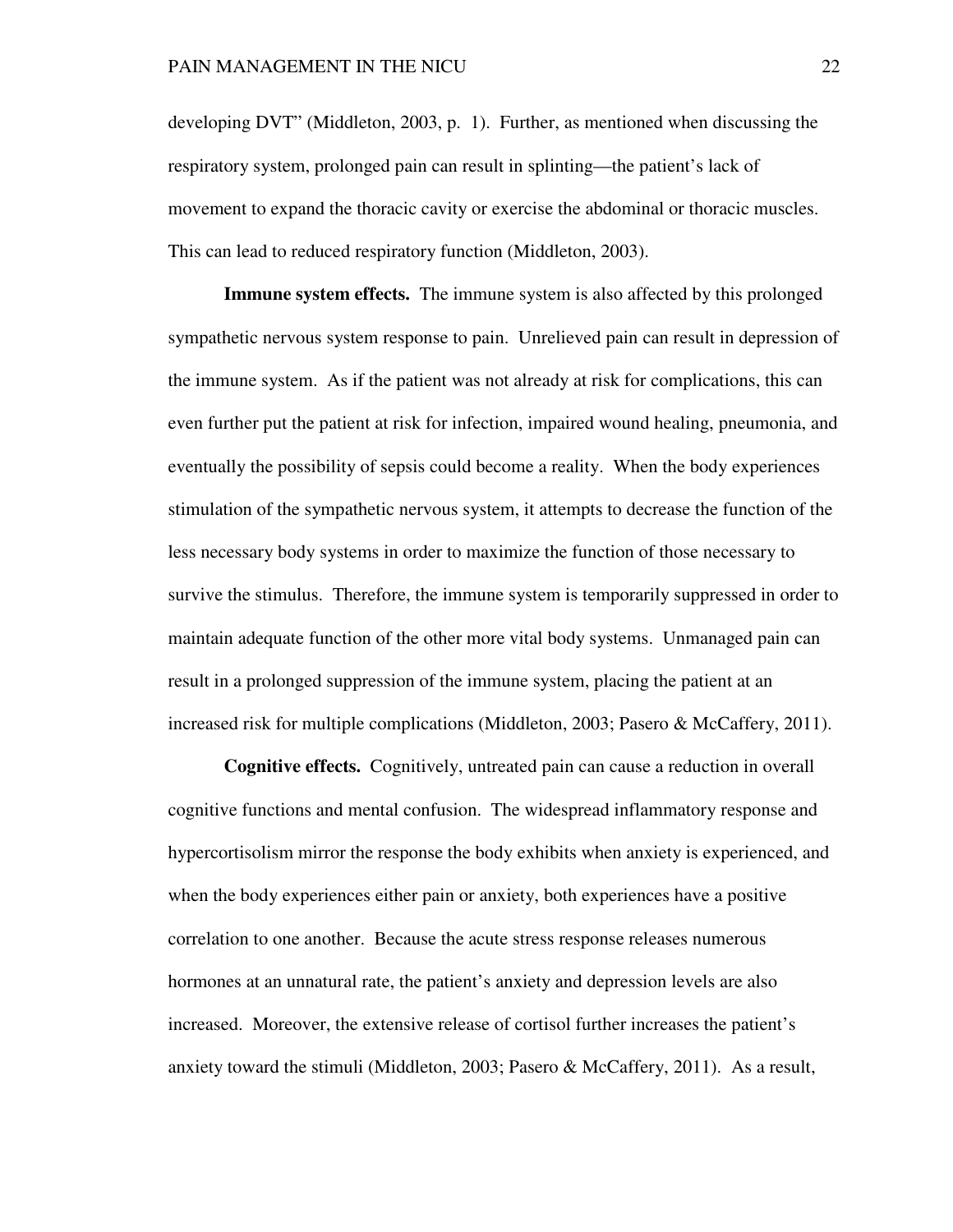developing DVT" (Middleton, 2003, p. 1). Further, as mentioned when discussing the respiratory system, prolonged pain can result in splinting—the patient's lack of movement to expand the thoracic cavity or exercise the abdominal or thoracic muscles. This can lead to reduced respiratory function (Middleton, 2003).

**Immune system effects.** The immune system is also affected by this prolonged sympathetic nervous system response to pain. Unrelieved pain can result in depression of the immune system. As if the patient was not already at risk for complications, this can even further put the patient at risk for infection, impaired wound healing, pneumonia, and eventually the possibility of sepsis could become a reality. When the body experiences stimulation of the sympathetic nervous system, it attempts to decrease the function of the less necessary body systems in order to maximize the function of those necessary to survive the stimulus. Therefore, the immune system is temporarily suppressed in order to maintain adequate function of the other more vital body systems. Unmanaged pain can result in a prolonged suppression of the immune system, placing the patient at an increased risk for multiple complications (Middleton, 2003; Pasero & McCaffery, 2011).

**Cognitive effects.** Cognitively, untreated pain can cause a reduction in overall cognitive functions and mental confusion. The widespread inflammatory response and hypercortisolism mirror the response the body exhibits when anxiety is experienced, and when the body experiences either pain or anxiety, both experiences have a positive correlation to one another. Because the acute stress response releases numerous hormones at an unnatural rate, the patient's anxiety and depression levels are also increased. Moreover, the extensive release of cortisol further increases the patient's anxiety toward the stimuli (Middleton, 2003; Pasero & McCaffery, 2011). As a result,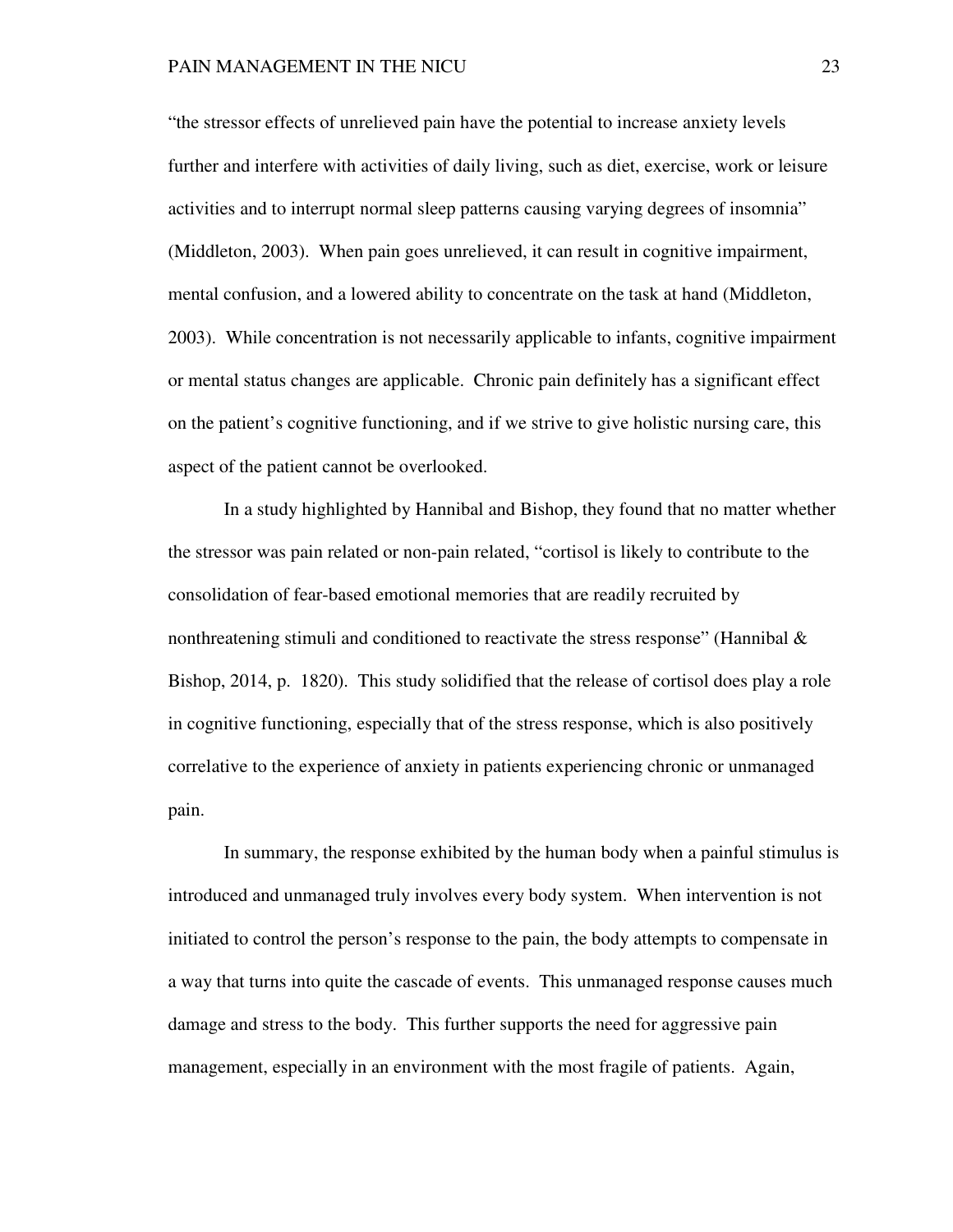"the stressor effects of unrelieved pain have the potential to increase anxiety levels further and interfere with activities of daily living, such as diet, exercise, work or leisure activities and to interrupt normal sleep patterns causing varying degrees of insomnia" (Middleton, 2003). When pain goes unrelieved, it can result in cognitive impairment, mental confusion, and a lowered ability to concentrate on the task at hand (Middleton, 2003). While concentration is not necessarily applicable to infants, cognitive impairment or mental status changes are applicable. Chronic pain definitely has a significant effect on the patient's cognitive functioning, and if we strive to give holistic nursing care, this aspect of the patient cannot be overlooked.

In a study highlighted by Hannibal and Bishop, they found that no matter whether the stressor was pain related or non-pain related, "cortisol is likely to contribute to the consolidation of fear-based emotional memories that are readily recruited by nonthreatening stimuli and conditioned to reactivate the stress response" (Hannibal & Bishop, 2014, p. 1820). This study solidified that the release of cortisol does play a role in cognitive functioning, especially that of the stress response, which is also positively correlative to the experience of anxiety in patients experiencing chronic or unmanaged pain.

In summary, the response exhibited by the human body when a painful stimulus is introduced and unmanaged truly involves every body system. When intervention is not initiated to control the person's response to the pain, the body attempts to compensate in a way that turns into quite the cascade of events. This unmanaged response causes much damage and stress to the body. This further supports the need for aggressive pain management, especially in an environment with the most fragile of patients. Again,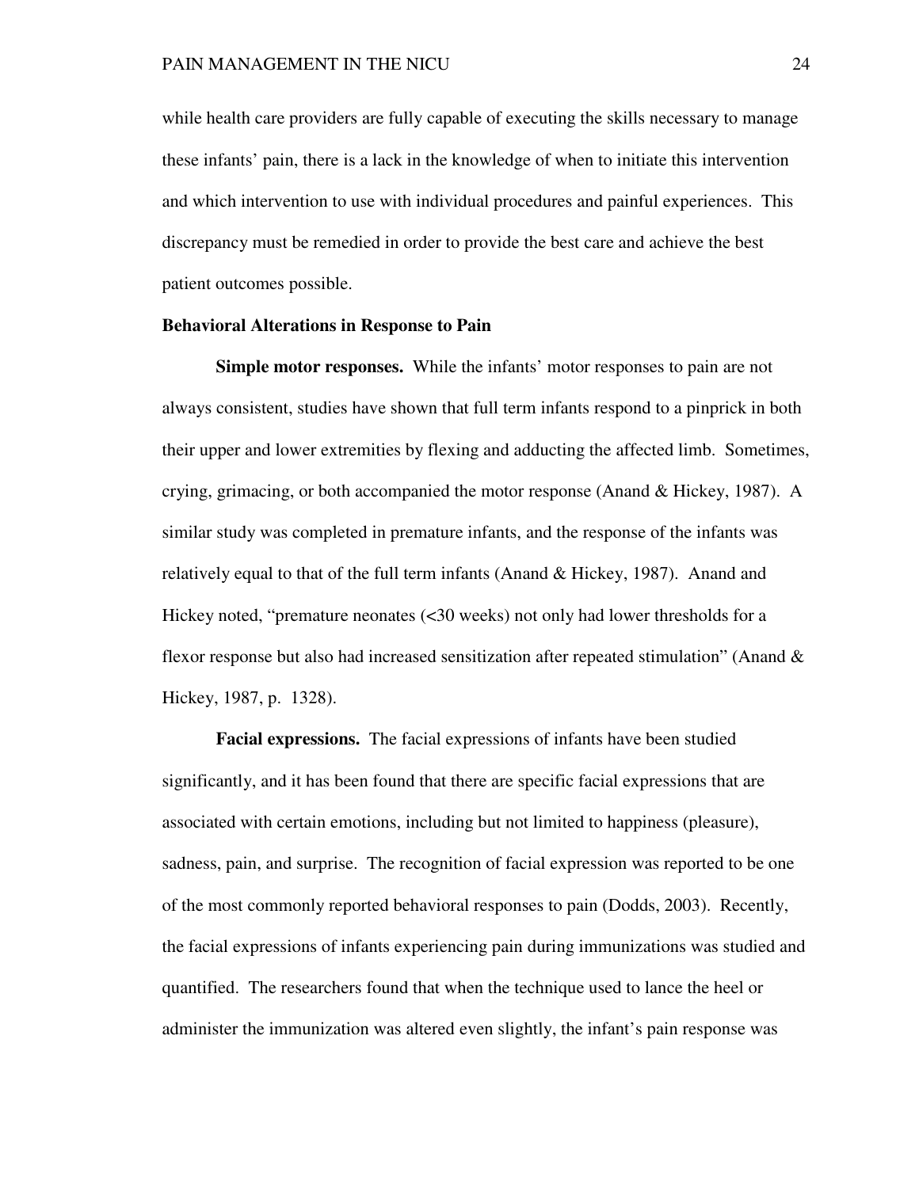while health care providers are fully capable of executing the skills necessary to manage these infants' pain, there is a lack in the knowledge of when to initiate this intervention and which intervention to use with individual procedures and painful experiences. This discrepancy must be remedied in order to provide the best care and achieve the best patient outcomes possible.

## Behavioral Alterations in Response to Pain

**Simple motor responses.** While the infants' motor responses to pain are not always consistent, studies have shown that full term infants respond to a pinprick in both their upper and lower extremities by flexing and adducting the affected limb. Sometimes, crying, grimacing, or both accompanied the motor response (Anand & Hickey, 1987). A similar study was completed in premature infants, and the response of the infants was relatively equal to that of the full term infants (Anand & Hickey, 1987). Anand and Hickey noted, "premature neonates (<30 weeks) not only had lower thresholds for a flexor response but also had increased sensitization after repeated stimulation" (Anand & Hickey, 1987, p. 1328).

**Facial expressions.** The facial expressions of infants have been studied significantly, and it has been found that there are specific facial expressions that are associated with certain emotions, including but not limited to happiness (pleasure), sadness, pain, and surprise. The recognition of facial expression was reported to be one of the most commonly reported behavioral responses to pain (Dodds, 2003). Recently, the facial expressions of infants experiencing pain during immunizations was studied and quantified. The researchers found that when the technique used to lance the heel or administer the immunization was altered even slightly, the infant's pain response was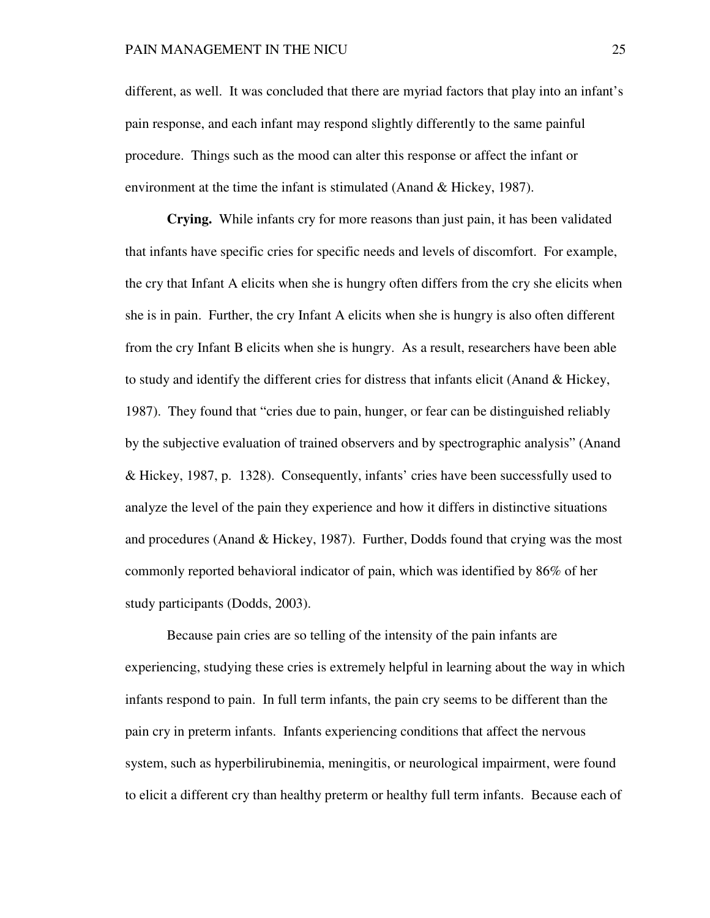different, as well. It was concluded that there are myriad factors that play into an infant's pain response, and each infant may respond slightly differently to the same painful procedure. Things such as the mood can alter this response or affect the infant or environment at the time the infant is stimulated (Anand & Hickey, 1987).

**Crying.** While infants cry for more reasons than just pain, it has been validated that infants have specific cries for specific needs and levels of discomfort. For example, the cry that Infant A elicits when she is hungry often differs from the cry she elicits when she is in pain. Further, the cry Infant A elicits when she is hungry is also often different from the cry Infant B elicits when she is hungry. As a result, researchers have been able to study and identify the different cries for distress that infants elicit (Anand & Hickey, 1987). They found that "cries due to pain, hunger, or fear can be distinguished reliably by the subjective evaluation of trained observers and by spectrographic analysis" (Anand & Hickey, 1987, p. 1328). Consequently, infants' cries have been successfully used to analyze the level of the pain they experience and how it differs in distinctive situations and procedures (Anand & Hickey, 1987). Further, Dodds found that crying was the most commonly reported behavioral indicator of pain, which was identified by 86% of her study participants (Dodds, 2003).

Because pain cries are so telling of the intensity of the pain infants are experiencing, studying these cries is extremely helpful in learning about the way in which infants respond to pain. In full term infants, the pain cry seems to be different than the pain cry in preterm infants. Infants experiencing conditions that affect the nervous system, such as hyperbilirubinemia, meningitis, or neurological impairment, were found to elicit a different cry than healthy preterm or healthy full term infants. Because each of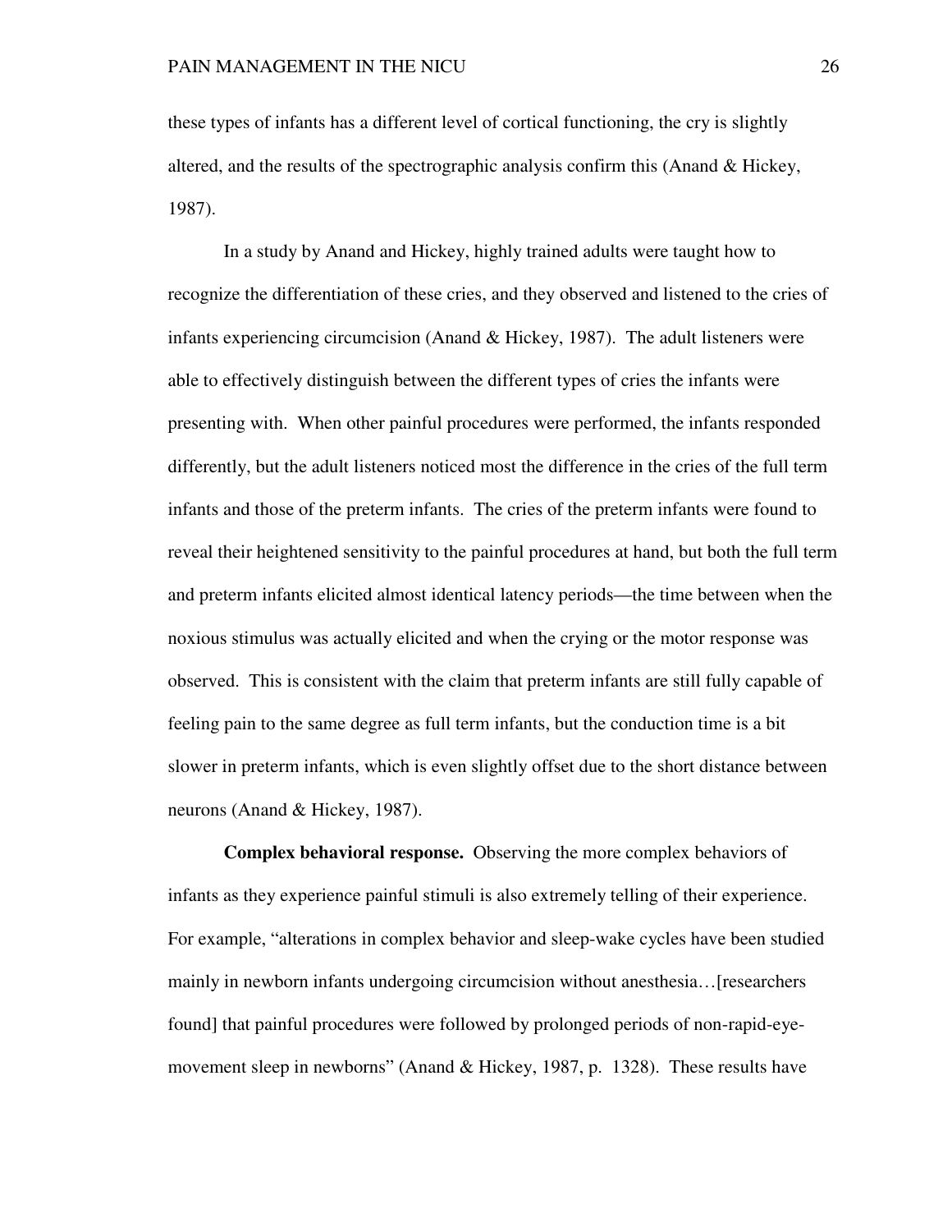these types of infants has a different level of cortical functioning, the cry is slightly altered, and the results of the spectrographic analysis confirm this (Anand & Hickey, 1987).

In a study by Anand and Hickey, highly trained adults were taught how to recognize the differentiation of these cries, and they observed and listened to the cries of infants experiencing circumcision (Anand & Hickey, 1987). The adult listeners were able to effectively distinguish between the different types of cries the infants were presenting with. When other painful procedures were performed, the infants responded differently, but the adult listeners noticed most the difference in the cries of the full term infants and those of the preterm infants. The cries of the preterm infants were found to reveal their heightened sensitivity to the painful procedures at hand, but both the full term and preterm infants elicited almost identical latency periods—the time between when the noxious stimulus was actually elicited and when the crying or the motor response was observed. This is consistent with the claim that preterm infants are still fully capable of feeling pain to the same degree as full term infants, but the conduction time is a bit slower in preterm infants, which is even slightly offset due to the short distance between neurons (Anand & Hickey, 1987).

**Complex behavioral response.** Observing the more complex behaviors of infants as they experience painful stimuli is also extremely telling of their experience. For example, "alterations in complex behavior and sleep-wake cycles have been studied mainly in newborn infants undergoing circumcision without anesthesia…[researchers found] that painful procedures were followed by prolonged periods of non-rapid-eye-movement sleep in newborns" (Anand & Hickey, 1987, p. 1328). These results have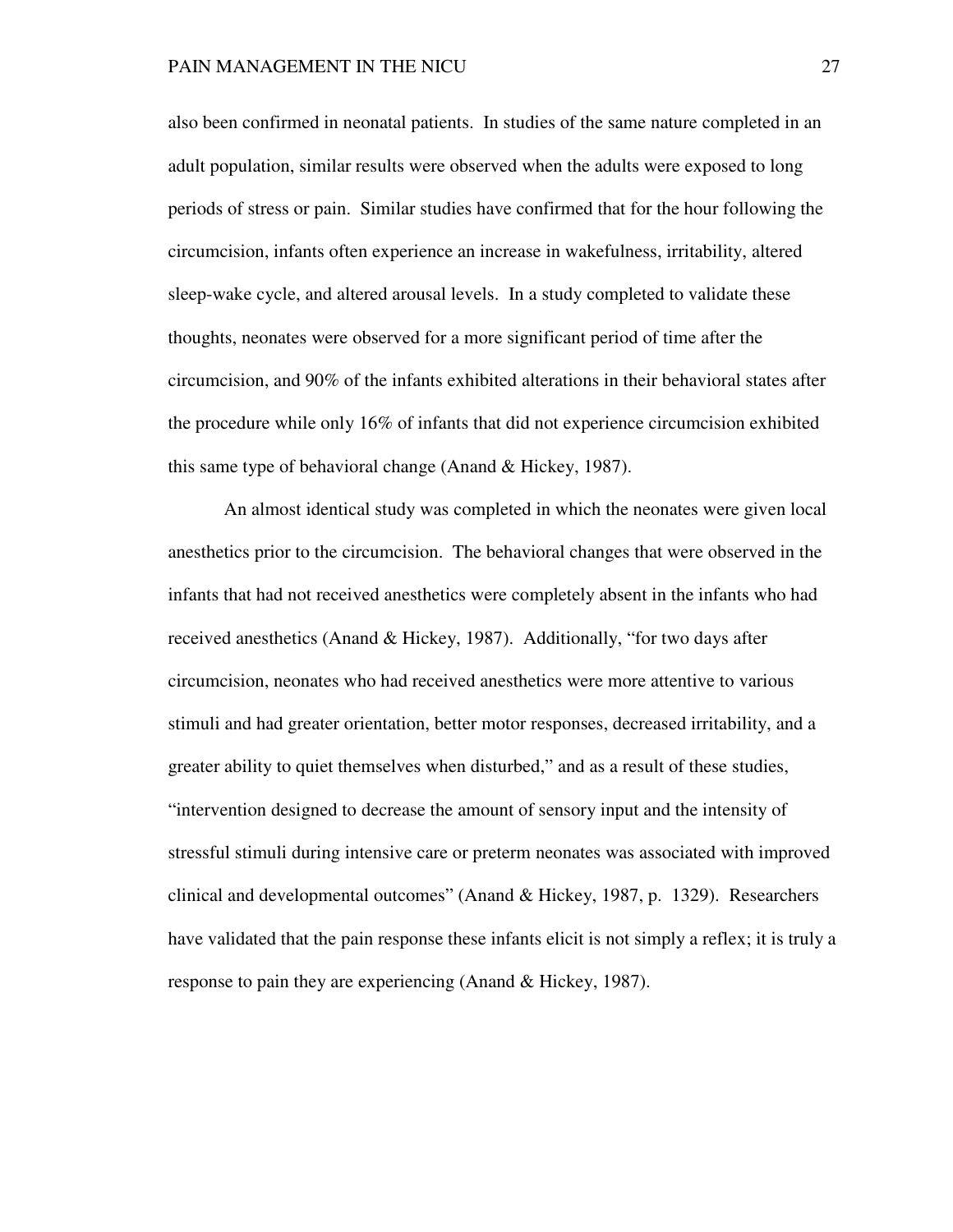also been confirmed in neonatal patients. In studies of the same nature completed in an adult population, similar results were observed when the adults were exposed to long periods of stress or pain. Similar studies have confirmed that for the hour following the circumcision, infants often experience an increase in wakefulness, irritability, altered sleep-wake cycle, and altered arousal levels. In a study completed to validate these thoughts, neonates were observed for a more significant period of time after the circumcision, and 90% of the infants exhibited alterations in their behavioral states after the procedure while only 16% of infants that did not experience circumcision exhibited this same type of behavioral change (Anand & Hickey, 1987).

An almost identical study was completed in which the neonates were given local anesthetics prior to the circumcision. The behavioral changes that were observed in the infants that had not received anesthetics were completely absent in the infants who had received anesthetics (Anand & Hickey, 1987). Additionally, "for two days after circumcision, neonates who had received anesthetics were more attentive to various stimuli and had greater orientation, better motor responses, decreased irritability, and a greater ability to quiet themselves when disturbed," and as a result of these studies, "intervention designed to decrease the amount of sensory input and the intensity of stressful stimuli during intensive care or preterm neonates was associated with improved clinical and developmental outcomes" (Anand & Hickey, 1987, p. 1329). Researchers have validated that the pain response these infants elicit is not simply a reflex; it is truly a response to pain they are experiencing (Anand & Hickey, 1987).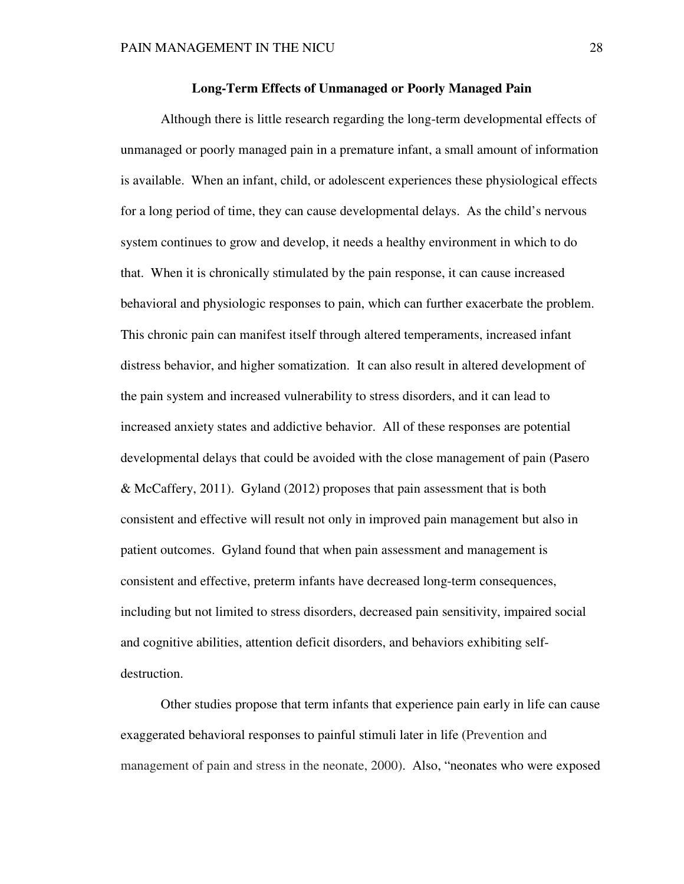## Long-Term Effects of Unmanaged or Poorly Managed Pain

Although there is little research regarding the long-term developmental effects of unmanaged or poorly managed pain in a premature infant, a small amount of information is available. When an infant, child, or adolescent experiences these physiological effects for a long period of time, they can cause developmental delays. As the child's nervous system continues to grow and develop, it needs a healthy environment in which to do that. When it is chronically stimulated by the pain response, it can cause increased behavioral and physiologic responses to pain, which can further exacerbate the problem. This chronic pain can manifest itself through altered temperaments, increased infant distress behavior, and higher somatization. It can also result in altered development of the pain system and increased vulnerability to stress disorders, and it can lead to increased anxiety states and addictive behavior. All of these responses are potential developmental delays that could be avoided with the close management of pain (Pasero & McCaffery, 2011). Gyland (2012) proposes that pain assessment that is both consistent and effective will result not only in improved pain management but also in patient outcomes. Gyland found that when pain assessment and management is consistent and effective, preterm infants have decreased long-term consequences, including but not limited to stress disorders, decreased pain sensitivity, impaired social and cognitive abilities, attention deficit disorders, and behaviors exhibiting self-destruction.

Other studies propose that term infants that experience pain early in life can cause exaggerated behavioral responses to painful stimuli later in life (Prevention and management of pain and stress in the neonate, 2000). Also, "neonates who were exposed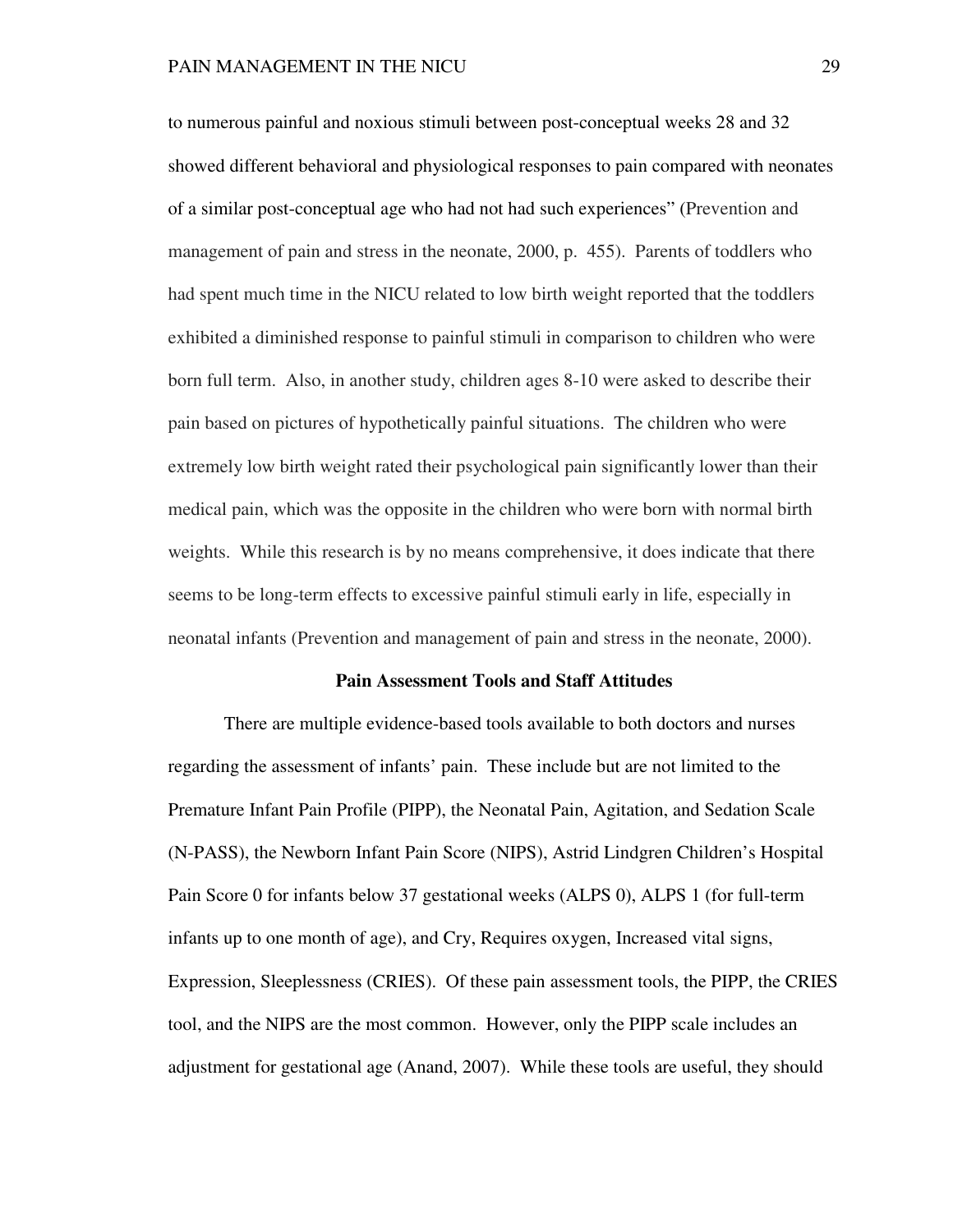to numerous painful and noxious stimuli between post-conceptual weeks 28 and 32 showed different behavioral and physiological responses to pain compared with neonates of a similar post-conceptual age who had not had such experiences" (Prevention and management of pain and stress in the neonate, 2000, p. 455). Parents of toddlers who had spent much time in the NICU related to low birth weight reported that the toddlers exhibited a diminished response to painful stimuli in comparison to children who were born full term. Also, in another study, children ages 8-10 were asked to describe their pain based on pictures of hypothetically painful situations. The children who were extremely low birth weight rated their psychological pain significantly lower than their medical pain, which was the opposite in the children who were born with normal birth weights. While this research is by no means comprehensive, it does indicate that there seems to be long-term effects to excessive painful stimuli early in life, especially in neonatal infants (Prevention and management of pain and stress in the neonate, 2000).

## Pain Assessment Tools and Staff Attitudes

There are multiple evidence-based tools available to both doctors and nurses regarding the assessment of infants' pain. These include but are not limited to the Premature Infant Pain Profile (PIPP), the Neonatal Pain, Agitation, and Sedation Scale (N-PASS), the Newborn Infant Pain Score (NIPS), Astrid Lindgren Children's Hospital Pain Score 0 for infants below 37 gestational weeks (ALPS 0), ALPS 1 (for full-term infants up to one month of age), and Cry, Requires oxygen, Increased vital signs, Expression, Sleeplessness (CRIES). Of these pain assessment tools, the PIPP, the CRIES tool, and the NIPS are the most common. However, only the PIPP scale includes an adjustment for gestational age (Anand, 2007). While these tools are useful, they should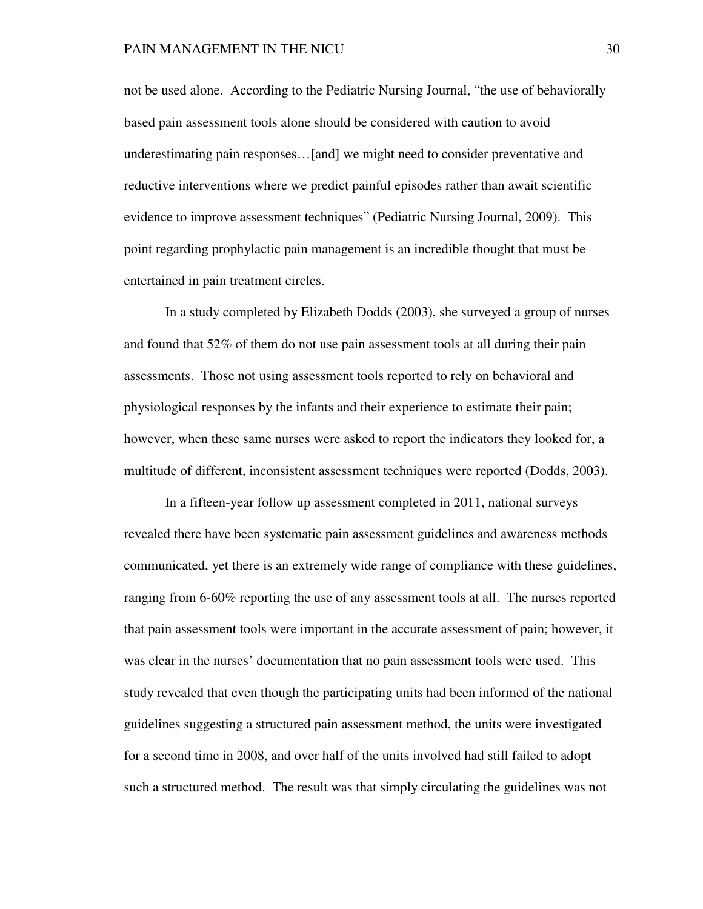not be used alone. According to the Pediatric Nursing Journal, "the use of behaviorally based pain assessment tools alone should be considered with caution to avoid underestimating pain responses…[and] we might need to consider preventative and reductive interventions where we predict painful episodes rather than await scientific evidence to improve assessment techniques" (Pediatric Nursing Journal, 2009). This point regarding prophylactic pain management is an incredible thought that must be entertained in pain treatment circles.

In a study completed by Elizabeth Dodds (2003), she surveyed a group of nurses and found that 52% of them do not use pain assessment tools at all during their pain assessments. Those not using assessment tools reported to rely on behavioral and physiological responses by the infants and their experience to estimate their pain; however, when these same nurses were asked to report the indicators they looked for, a multitude of different, inconsistent assessment techniques were reported (Dodds, 2003).

In a fifteen-year follow up assessment completed in 2011, national surveys revealed there have been systematic pain assessment guidelines and awareness methods communicated, yet there is an extremely wide range of compliance with these guidelines, ranging from 6-60% reporting the use of any assessment tools at all. The nurses reported that pain assessment tools were important in the accurate assessment of pain; however, it was clear in the nurses' documentation that no pain assessment tools were used. This study revealed that even though the participating units had been informed of the national guidelines suggesting a structured pain assessment method, the units were investigated for a second time in 2008, and over half of the units involved had still failed to adopt such a structured method. The result was that simply circulating the guidelines was not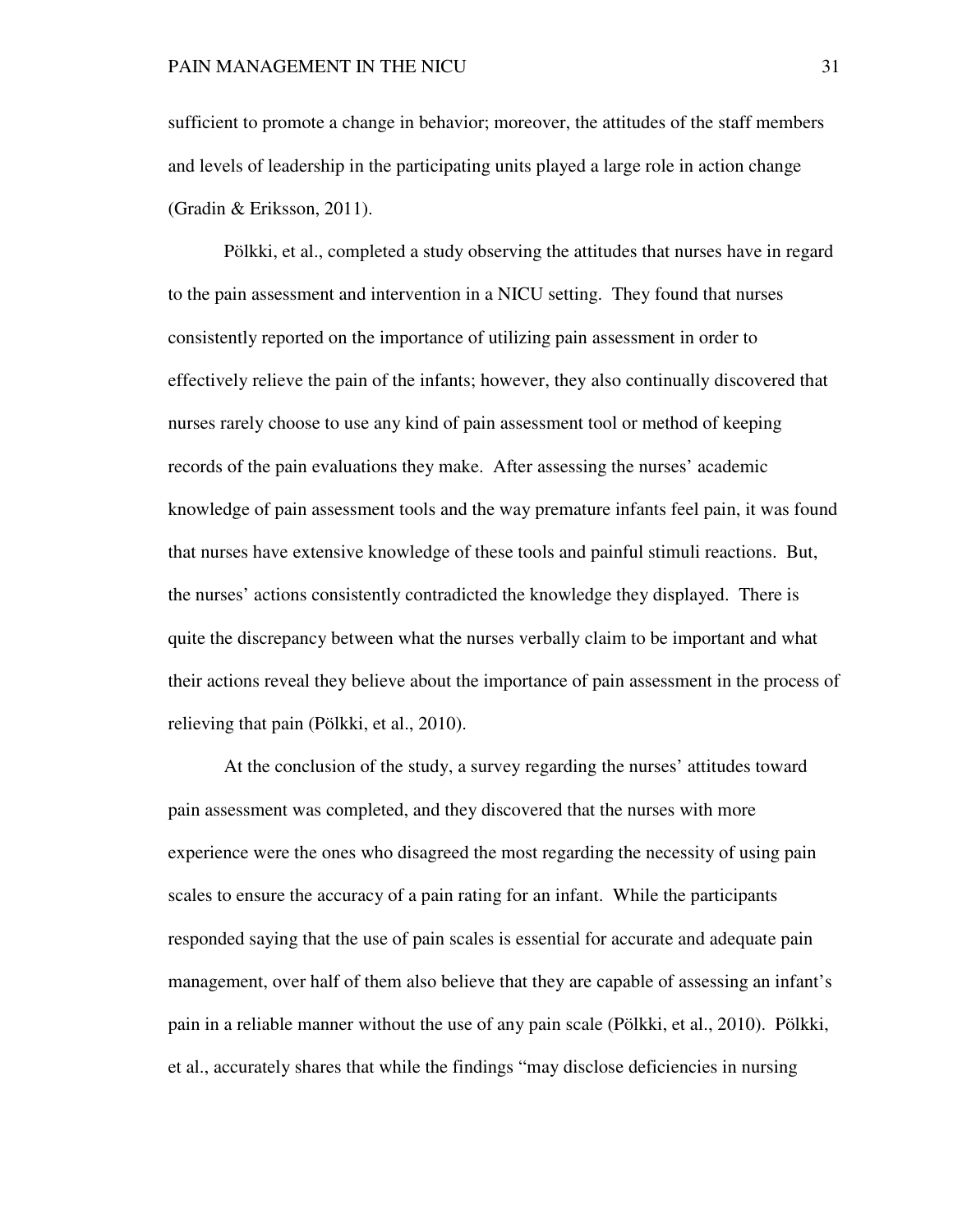sufficient to promote a change in behavior; moreover, the attitudes of the staff members and levels of leadership in the participating units played a large role in action change (Gradin & Eriksson, 2011).

Pölkki, et al., completed a study observing the attitudes that nurses have in regard to the pain assessment and intervention in a NICU setting. They found that nurses consistently reported on the importance of utilizing pain assessment in order to effectively relieve the pain of the infants; however, they also continually discovered that nurses rarely choose to use any kind of pain assessment tool or method of keeping records of the pain evaluations they make. After assessing the nurses' academic knowledge of pain assessment tools and the way premature infants feel pain, it was found that nurses have extensive knowledge of these tools and painful stimuli reactions. But, the nurses' actions consistently contradicted the knowledge they displayed. There is quite the discrepancy between what the nurses verbally claim to be important and what their actions reveal they believe about the importance of pain assessment in the process of relieving that pain (Pölkki, et al., 2010).

At the conclusion of the study, a survey regarding the nurses' attitudes toward pain assessment was completed, and they discovered that the nurses with more experience were the ones who disagreed the most regarding the necessity of using pain scales to ensure the accuracy of a pain rating for an infant. While the participants responded saying that the use of pain scales is essential for accurate and adequate pain management, over half of them also believe that they are capable of assessing an infant's pain in a reliable manner without the use of any pain scale (Pölkki, et al., 2010). Pölkki, et al., accurately shares that while the findings "may disclose deficiencies in nursing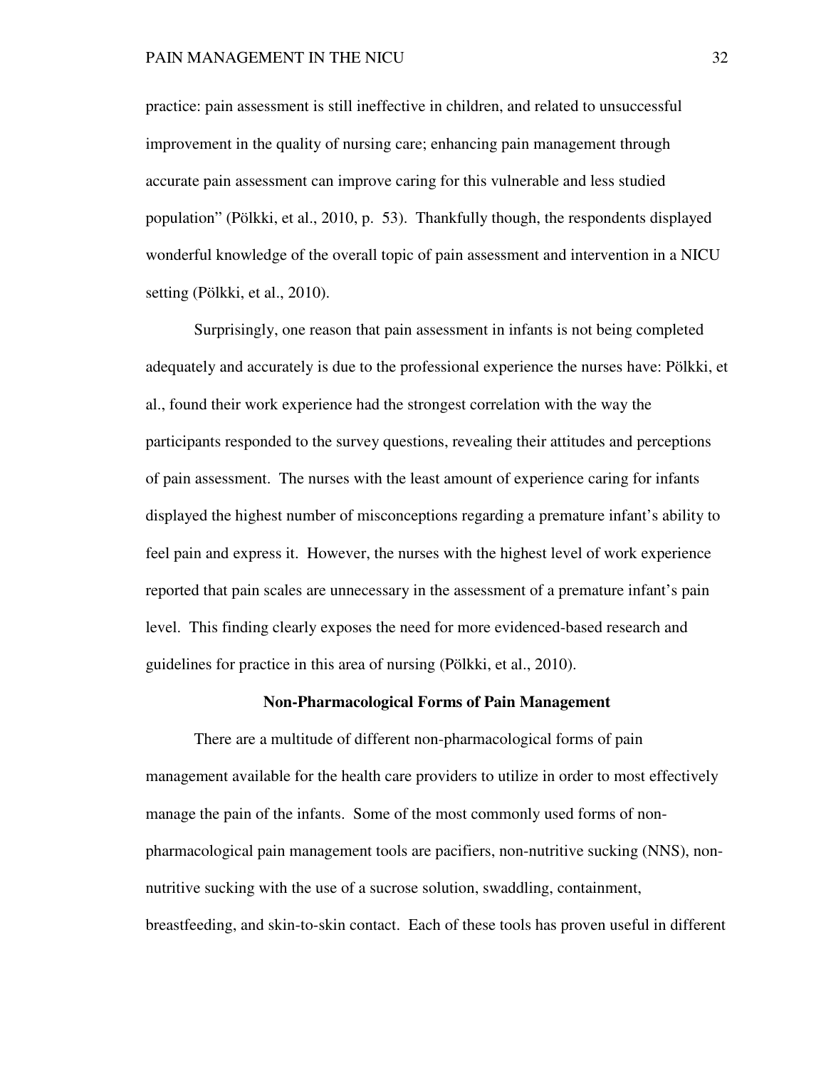practice: pain assessment is still ineffective in children, and related to unsuccessful improvement in the quality of nursing care; enhancing pain management through accurate pain assessment can improve caring for this vulnerable and less studied population" (Pölkki, et al., 2010, p. 53). Thankfully though, the respondents displayed wonderful knowledge of the overall topic of pain assessment and intervention in a NICU setting (Pölkki, et al., 2010).

Surprisingly, one reason that pain assessment in infants is not being completed adequately and accurately is due to the professional experience the nurses have: Pölkki, et al., found their work experience had the strongest correlation with the way the participants responded to the survey questions, revealing their attitudes and perceptions of pain assessment. The nurses with the least amount of experience caring for infants displayed the highest number of misconceptions regarding a premature infant's ability to feel pain and express it. However, the nurses with the highest level of work experience reported that pain scales are unnecessary in the assessment of a premature infant's pain level. This finding clearly exposes the need for more evidenced-based research and guidelines for practice in this area of nursing (Pölkki, et al., 2010).

## Non-Pharmacological Forms of Pain Management

There are a multitude of different non-pharmacological forms of pain management available for the health care providers to utilize in order to most effectively manage the pain of the infants. Some of the most commonly used forms of non-pharmacological pain management tools are pacifiers, non-nutritive sucking (NNS), non-nutritive sucking with the use of a sucrose solution, swaddling, containment, breastfeeding, and skin-to-skin contact. Each of these tools has proven useful in different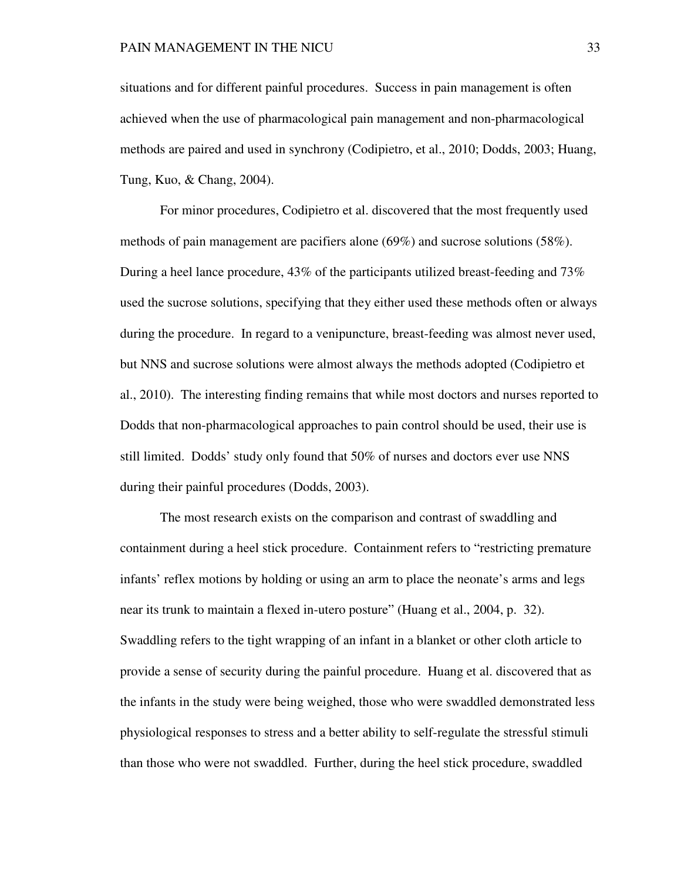situations and for different painful procedures. Success in pain management is often achieved when the use of pharmacological pain management and non-pharmacological methods are paired and used in synchrony (Codipietro, et al., 2010; Dodds, 2003; Huang, Tung, Kuo, & Chang, 2004).

For minor procedures, Codipietro et al. discovered that the most frequently used methods of pain management are pacifiers alone (69%) and sucrose solutions (58%). During a heel lance procedure, 43% of the participants utilized breast-feeding and 73% used the sucrose solutions, specifying that they either used these methods often or always during the procedure. In regard to a venipuncture, breast-feeding was almost never used, but NNS and sucrose solutions were almost always the methods adopted (Codipietro et al., 2010). The interesting finding remains that while most doctors and nurses reported to Dodds that non-pharmacological approaches to pain control should be used, their use is still limited. Dodds' study only found that 50% of nurses and doctors ever use NNS during their painful procedures (Dodds, 2003).

The most research exists on the comparison and contrast of swaddling and containment during a heel stick procedure. Containment refers to "restricting premature infants' reflex motions by holding or using an arm to place the neonate's arms and legs near its trunk to maintain a flexed in-utero posture" (Huang et al., 2004, p. 32). Swaddling refers to the tight wrapping of an infant in a blanket or other cloth article to provide a sense of security during the painful procedure. Huang et al. discovered that as the infants in the study were being weighed, those who were swaddled demonstrated less physiological responses to stress and a better ability to self-regulate the stressful stimuli than those who were not swaddled. Further, during the heel stick procedure, swaddled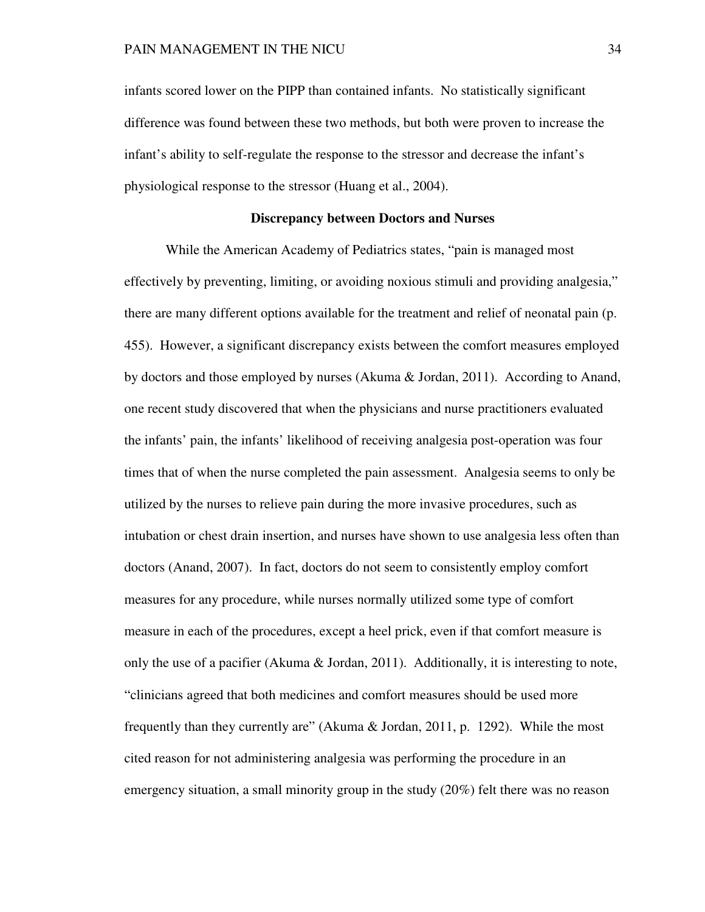infants scored lower on the PIPP than contained infants. No statistically significant difference was found between these two methods, but both were proven to increase the infant's ability to self-regulate the response to the stressor and decrease the infant's physiological response to the stressor (Huang et al., 2004).

## Discrepancy between Doctors and Nurses

While the American Academy of Pediatrics states, "pain is managed most effectively by preventing, limiting, or avoiding noxious stimuli and providing analgesia," there are many different options available for the treatment and relief of neonatal pain (p. 455). However, a significant discrepancy exists between the comfort measures employed by doctors and those employed by nurses (Akuma & Jordan, 2011). According to Anand, one recent study discovered that when the physicians and nurse practitioners evaluated the infants' pain, the infants' likelihood of receiving analgesia post-operation was four times that of when the nurse completed the pain assessment. Analgesia seems to only be utilized by the nurses to relieve pain during the more invasive procedures, such as intubation or chest drain insertion, and nurses have shown to use analgesia less often than doctors (Anand, 2007). In fact, doctors do not seem to consistently employ comfort measures for any procedure, while nurses normally utilized some type of comfort measure in each of the procedures, except a heel prick, even if that comfort measure is only the use of a pacifier (Akuma & Jordan, 2011). Additionally, it is interesting to note, "clinicians agreed that both medicines and comfort measures should be used more frequently than they currently are" (Akuma & Jordan, 2011, p. 1292). While the most cited reason for not administering analgesia was performing the procedure in an emergency situation, a small minority group in the study (20%) felt there was no reason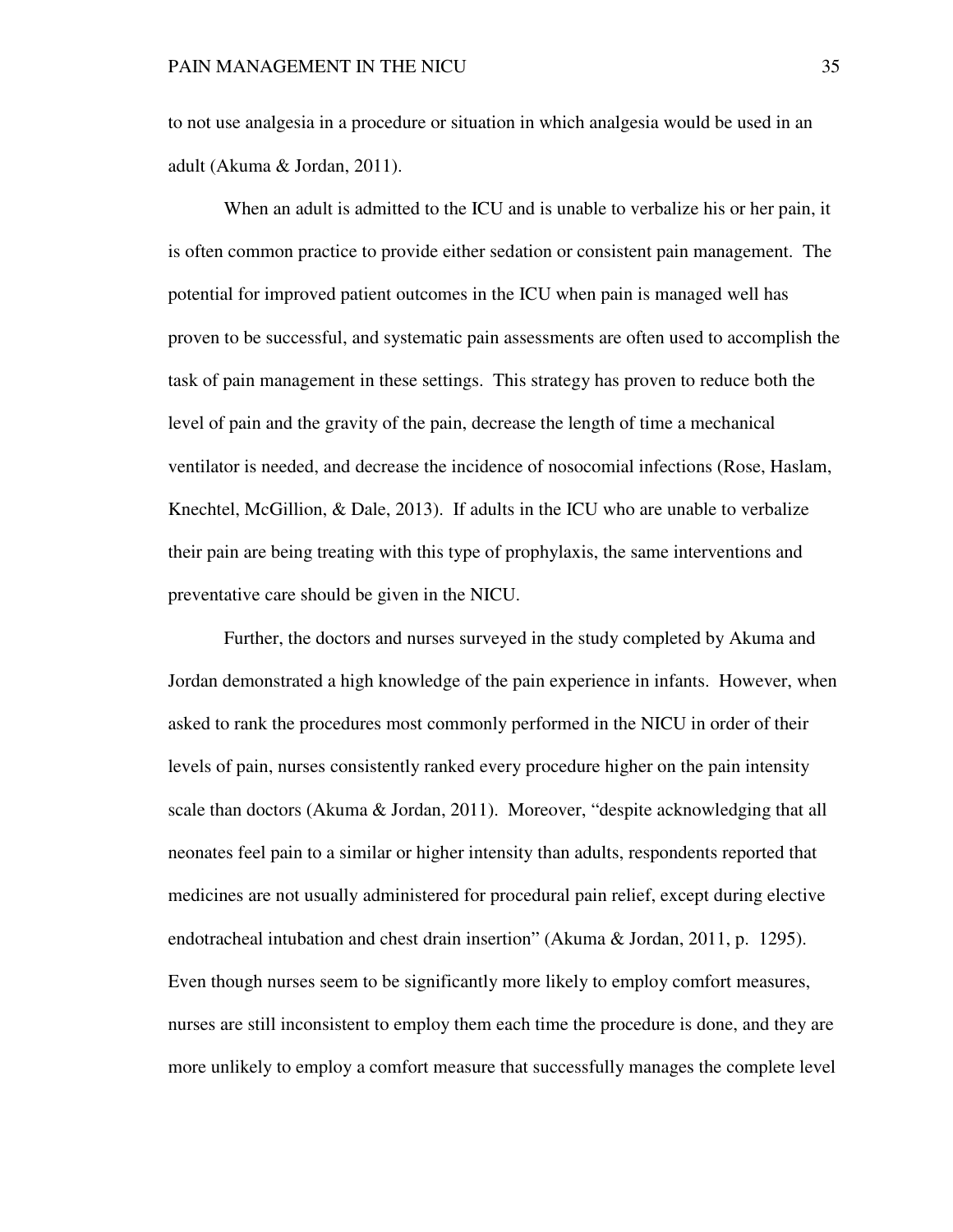to not use analgesia in a procedure or situation in which analgesia would be used in an adult (Akuma & Jordan, 2011).

When an adult is admitted to the ICU and is unable to verbalize his or her pain, it is often common practice to provide either sedation or consistent pain management. The potential for improved patient outcomes in the ICU when pain is managed well has proven to be successful, and systematic pain assessments are often used to accomplish the task of pain management in these settings. This strategy has proven to reduce both the level of pain and the gravity of the pain, decrease the length of time a mechanical ventilator is needed, and decrease the incidence of nosocomial infections (Rose, Haslam, Knechtel, McGillion, & Dale, 2013). If adults in the ICU who are unable to verbalize their pain are being treating with this type of prophylaxis, the same interventions and preventative care should be given in the NICU.

Further, the doctors and nurses surveyed in the study completed by Akuma and Jordan demonstrated a high knowledge of the pain experience in infants. However, when asked to rank the procedures most commonly performed in the NICU in order of their levels of pain, nurses consistently ranked every procedure higher on the pain intensity scale than doctors (Akuma & Jordan, 2011). Moreover, "despite acknowledging that all neonates feel pain to a similar or higher intensity than adults, respondents reported that medicines are not usually administered for procedural pain relief, except during elective endotracheal intubation and chest drain insertion" (Akuma & Jordan, 2011, p. 1295). Even though nurses seem to be significantly more likely to employ comfort measures, nurses are still inconsistent to employ them each time the procedure is done, and they are more unlikely to employ a comfort measure that successfully manages the complete level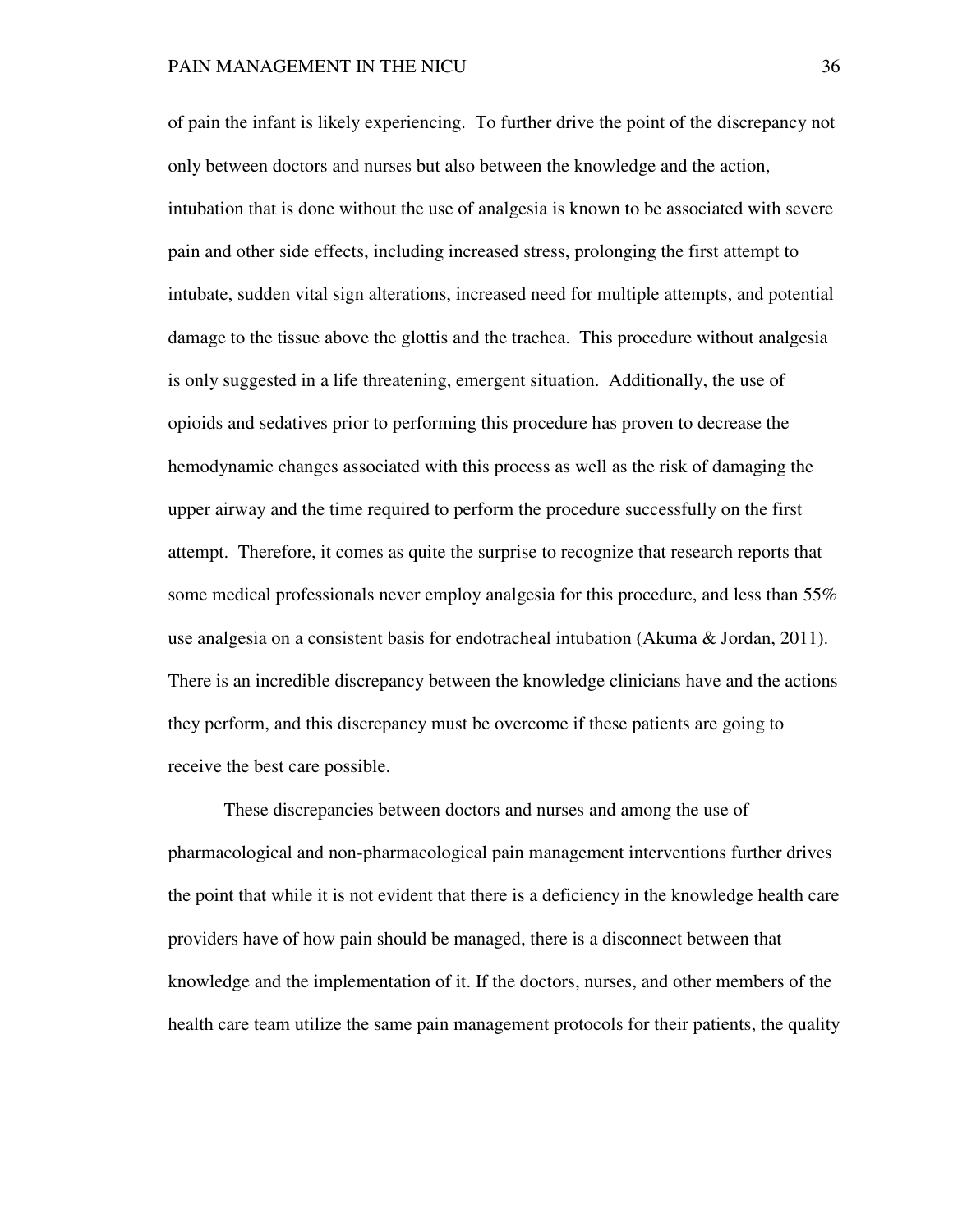of pain the infant is likely experiencing. To further drive the point of the discrepancy not only between doctors and nurses but also between the knowledge and the action, intubation that is done without the use of analgesia is known to be associated with severe pain and other side effects, including increased stress, prolonging the first attempt to intubate, sudden vital sign alterations, increased need for multiple attempts, and potential damage to the tissue above the glottis and the trachea. This procedure without analgesia is only suggested in a life threatening, emergent situation. Additionally, the use of opioids and sedatives prior to performing this procedure has proven to decrease the hemodynamic changes associated with this process as well as the risk of damaging the upper airway and the time required to perform the procedure successfully on the first attempt. Therefore, it comes as quite the surprise to recognize that research reports that some medical professionals never employ analgesia for this procedure, and less than 55% use analgesia on a consistent basis for endotracheal intubation (Akuma & Jordan, 2011). There is an incredible discrepancy between the knowledge clinicians have and the actions they perform, and this discrepancy must be overcome if these patients are going to receive the best care possible.

These discrepancies between doctors and nurses and among the use of pharmacological and non-pharmacological pain management interventions further drives the point that while it is not evident that there is a deficiency in the knowledge health care providers have of how pain should be managed, there is a disconnect between that knowledge and the implementation of it. If the doctors, nurses, and other members of the health care team utilize the same pain management protocols for their patients, the quality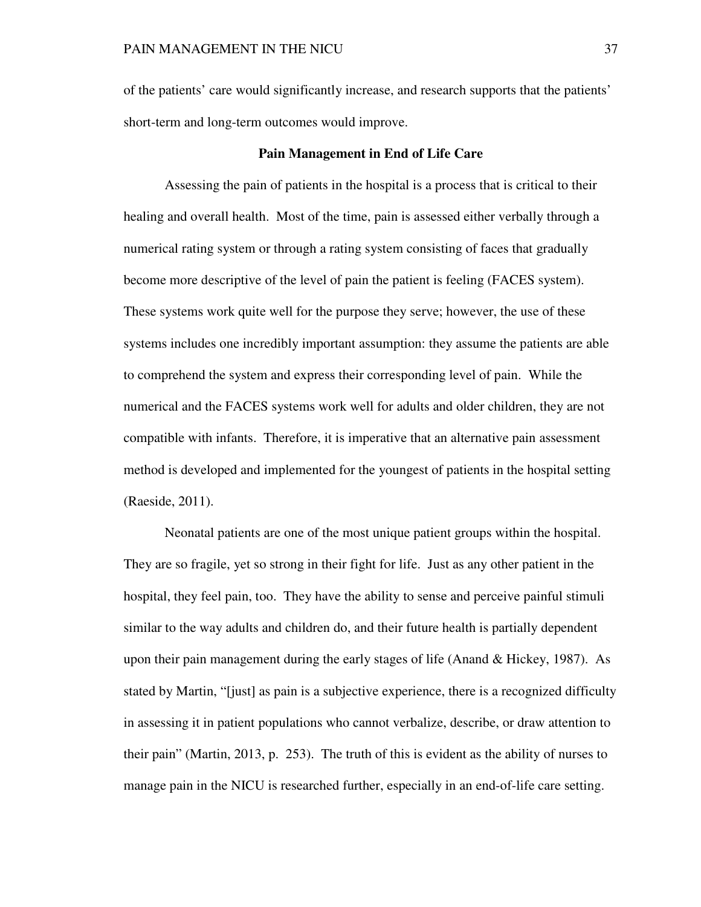of the patients' care would significantly increase, and research supports that the patients' short-term and long-term outcomes would improve.

## Pain Management in End of Life Care

Assessing the pain of patients in the hospital is a process that is critical to their healing and overall health. Most of the time, pain is assessed either verbally through a numerical rating system or through a rating system consisting of faces that gradually become more descriptive of the level of pain the patient is feeling (FACES system). These systems work quite well for the purpose they serve; however, the use of these systems includes one incredibly important assumption: they assume the patients are able to comprehend the system and express their corresponding level of pain. While the numerical and the FACES systems work well for adults and older children, they are not compatible with infants. Therefore, it is imperative that an alternative pain assessment method is developed and implemented for the youngest of patients in the hospital setting (Raeside, 2011).

Neonatal patients are one of the most unique patient groups within the hospital. They are so fragile, yet so strong in their fight for life. Just as any other patient in the hospital, they feel pain, too. They have the ability to sense and perceive painful stimuli similar to the way adults and children do, and their future health is partially dependent upon their pain management during the early stages of life (Anand & Hickey, 1987). As stated by Martin, "[just] as pain is a subjective experience, there is a recognized difficulty in assessing it in patient populations who cannot verbalize, describe, or draw attention to their pain" (Martin, 2013, p. 253). The truth of this is evident as the ability of nurses to manage pain in the NICU is researched further, especially in an end-of-life care setting.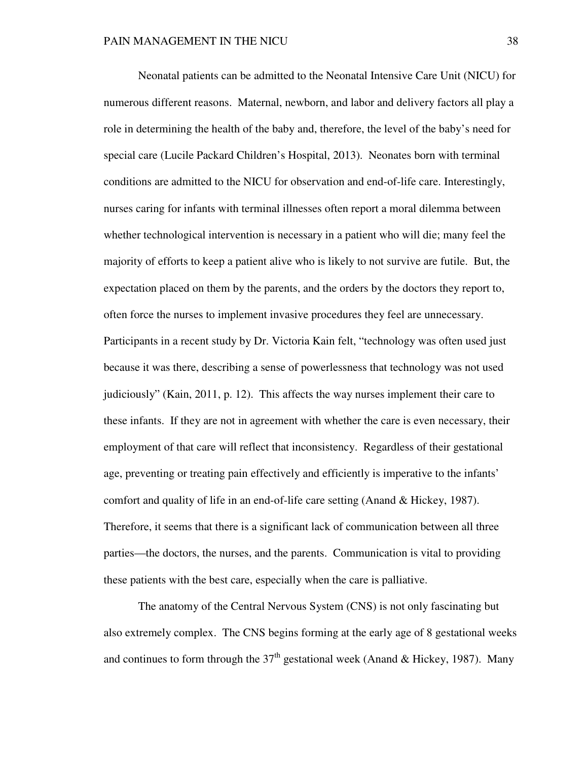Neonatal patients can be admitted to the Neonatal Intensive Care Unit (NICU) for numerous different reasons. Maternal, newborn, and labor and delivery factors all play a role in determining the health of the baby and, therefore, the level of the baby's need for special care (Lucile Packard Children's Hospital, 2013). Neonates born with terminal conditions are admitted to the NICU for observation and end-of-life care. Interestingly, nurses caring for infants with terminal illnesses often report a moral dilemma between whether technological intervention is necessary in a patient who will die; many feel the majority of efforts to keep a patient alive who is likely to not survive are futile. But, the expectation placed on them by the parents, and the orders by the doctors they report to, often force the nurses to implement invasive procedures they feel are unnecessary. Participants in a recent study by Dr. Victoria Kain felt, "technology was often used just because it was there, describing a sense of powerlessness that technology was not used judiciously" (Kain, 2011, p. 12). This affects the way nurses implement their care to these infants. If they are not in agreement with whether the care is even necessary, their employment of that care will reflect that inconsistency. Regardless of their gestational age, preventing or treating pain effectively and efficiently is imperative to the infants' comfort and quality of life in an end-of-life care setting (Anand & Hickey, 1987). Therefore, it seems that there is a significant lack of communication between all three parties—the doctors, the nurses, and the parents. Communication is vital to providing these patients with the best care, especially when the care is palliative.

The anatomy of the Central Nervous System (CNS) is not only fascinating but also extremely complex. The CNS begins forming at the early age of 8 gestational weeks and continues to form through the $37^{th}$ gestational week (Anand & Hickey, 1987). Many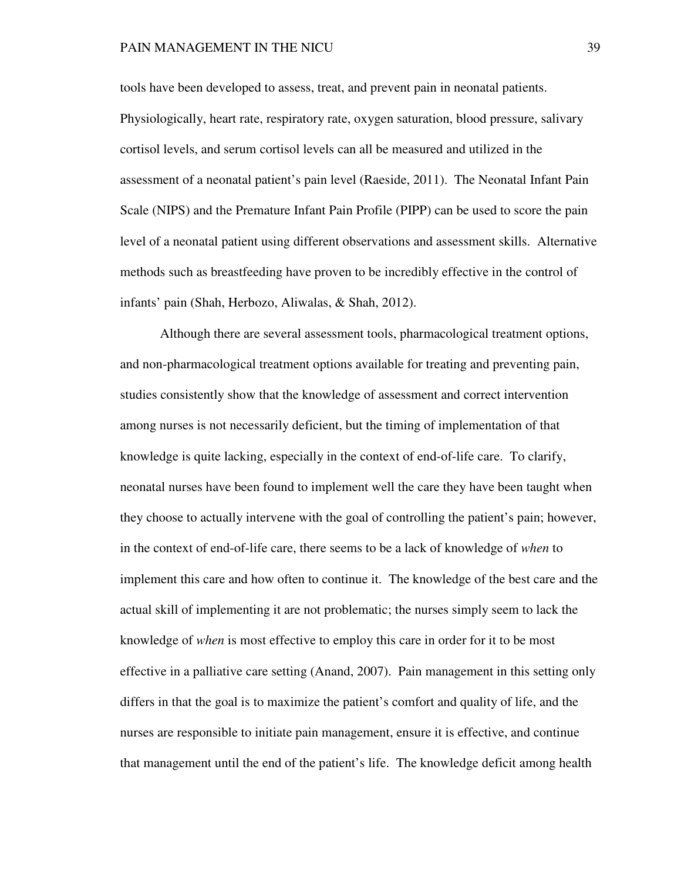tools have been developed to assess, treat, and prevent pain in neonatal patients. Physiologically, heart rate, respiratory rate, oxygen saturation, blood pressure, salivary cortisol levels, and serum cortisol levels can all be measured and utilized in the assessment of a neonatal patient's pain level (Raeside, 2011). The Neonatal Infant Pain Scale (NIPS) and the Premature Infant Pain Profile (PIPP) can be used to score the pain level of a neonatal patient using different observations and assessment skills. Alternative methods such as breastfeeding have proven to be incredibly effective in the control of infants' pain (Shah, Herbozo, Aliwalas, & Shah, 2012).

Although there are several assessment tools, pharmacological treatment options, and non-pharmacological treatment options available for treating and preventing pain, studies consistently show that the knowledge of assessment and correct intervention among nurses is not necessarily deficient, but the timing of implementation of that knowledge is quite lacking, especially in the context of end-of-life care. To clarify, neonatal nurses have been found to implement well the care they have been taught when they choose to actually intervene with the goal of controlling the patient's pain; however, in the context of end-of-life care, there seems to be a lack of knowledge of *when* to implement this care and how often to continue it. The knowledge of the best care and the actual skill of implementing it are not problematic; the nurses simply seem to lack the knowledge of *when* is most effective to employ this care in order for it to be most effective in a palliative care setting (Anand, 2007). Pain management in this setting only differs in that the goal is to maximize the patient's comfort and quality of life, and the nurses are responsible to initiate pain management, ensure it is effective, and continue that management until the end of the patient's life. The knowledge deficit among health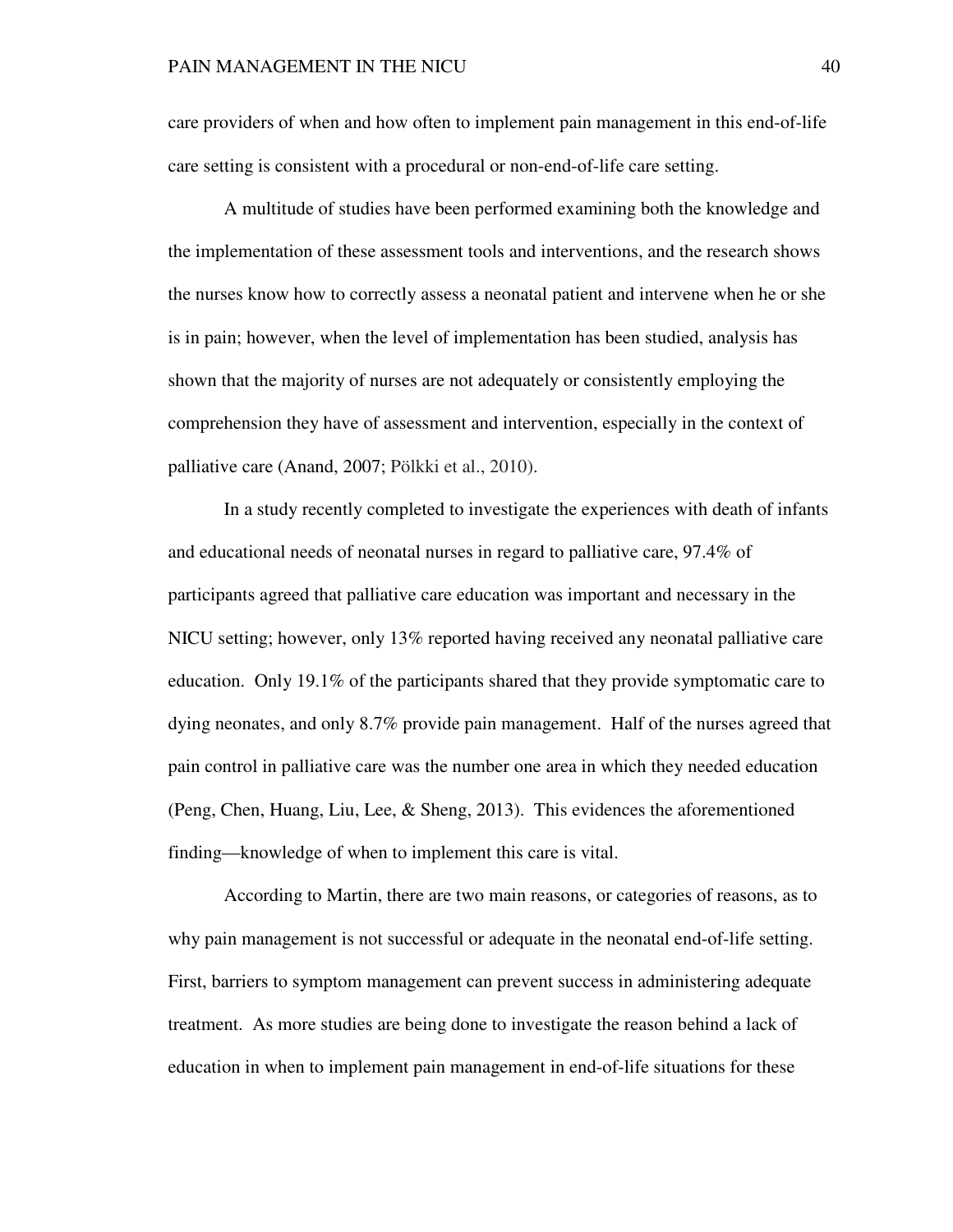care providers of when and how often to implement pain management in this end-of-life care setting is consistent with a procedural or non-end-of-life care setting.

A multitude of studies have been performed examining both the knowledge and the implementation of these assessment tools and interventions, and the research shows the nurses know how to correctly assess a neonatal patient and intervene when he or she is in pain; however, when the level of implementation has been studied, analysis has shown that the majority of nurses are not adequately or consistently employing the comprehension they have of assessment and intervention, especially in the context of palliative care (Anand, 2007; Pölkki et al., 2010).

In a study recently completed to investigate the experiences with death of infants and educational needs of neonatal nurses in regard to palliative care, 97.4% of participants agreed that palliative care education was important and necessary in the NICU setting; however, only 13% reported having received any neonatal palliative care education. Only 19.1% of the participants shared that they provide symptomatic care to dying neonates, and only 8.7% provide pain management. Half of the nurses agreed that pain control in palliative care was the number one area in which they needed education (Peng, Chen, Huang, Liu, Lee, & Sheng, 2013). This evidences the aforementioned finding—knowledge of when to implement this care is vital.

According to Martin, there are two main reasons, or categories of reasons, as to why pain management is not successful or adequate in the neonatal end-of-life setting. First, barriers to symptom management can prevent success in administering adequate treatment. As more studies are being done to investigate the reason behind a lack of education in when to implement pain management in end-of-life situations for these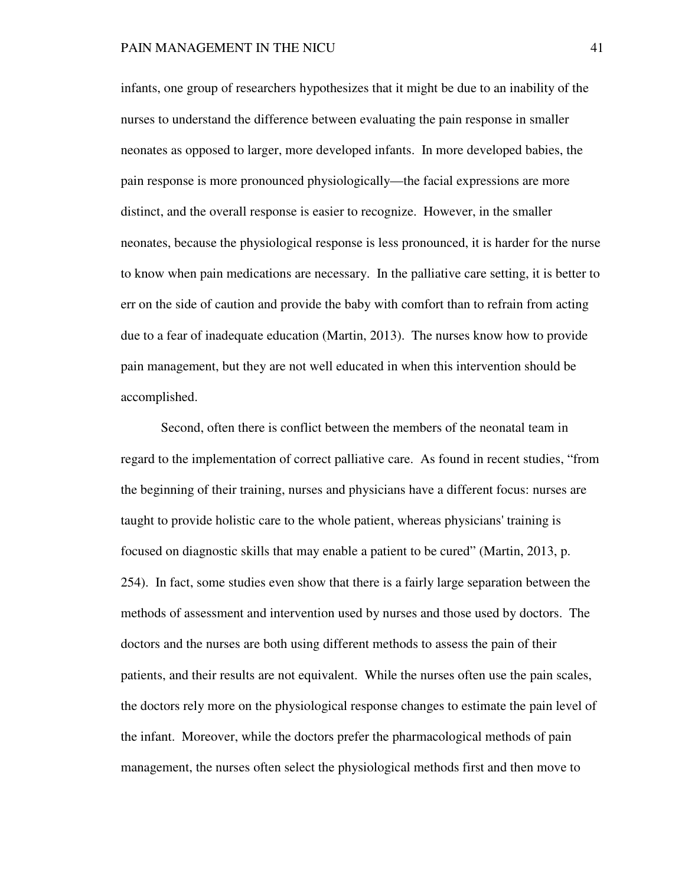infants, one group of researchers hypothesizes that it might be due to an inability of the nurses to understand the difference between evaluating the pain response in smaller neonates as opposed to larger, more developed infants. In more developed babies, the pain response is more pronounced physiologically—the facial expressions are more distinct, and the overall response is easier to recognize. However, in the smaller neonates, because the physiological response is less pronounced, it is harder for the nurse to know when pain medications are necessary. In the palliative care setting, it is better to err on the side of caution and provide the baby with comfort than to refrain from acting due to a fear of inadequate education (Martin, 2013). The nurses know how to provide pain management, but they are not well educated in when this intervention should be accomplished.

Second, often there is conflict between the members of the neonatal team in regard to the implementation of correct palliative care. As found in recent studies, "from the beginning of their training, nurses and physicians have a different focus: nurses are taught to provide holistic care to the whole patient, whereas physicians' training is focused on diagnostic skills that may enable a patient to be cured" (Martin, 2013, p. 254). In fact, some studies even show that there is a fairly large separation between the methods of assessment and intervention used by nurses and those used by doctors. The doctors and the nurses are both using different methods to assess the pain of their patients, and their results are not equivalent. While the nurses often use the pain scales, the doctors rely more on the physiological response changes to estimate the pain level of the infant. Moreover, while the doctors prefer the pharmacological methods of pain management, the nurses often select the physiological methods first and then move to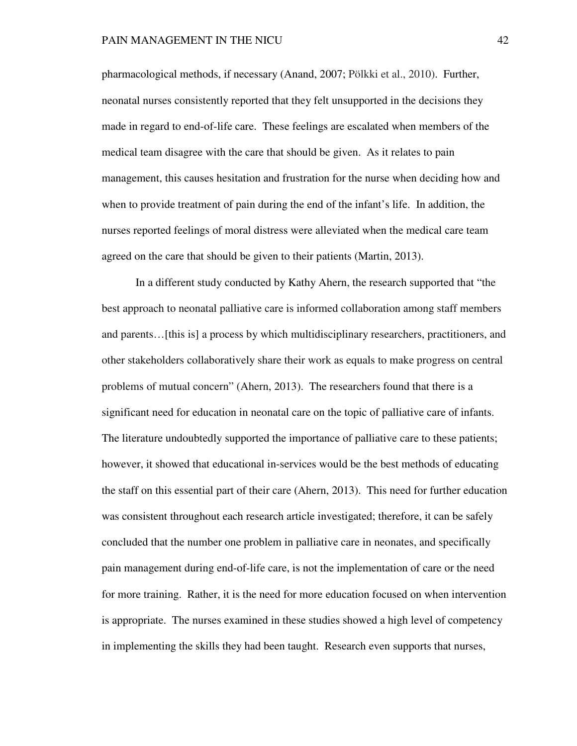pharmacological methods, if necessary (Anand, 2007; Pölkki et al., 2010). Further, neonatal nurses consistently reported that they felt unsupported in the decisions they made in regard to end-of-life care. These feelings are escalated when members of the medical team disagree with the care that should be given. As it relates to pain management, this causes hesitation and frustration for the nurse when deciding how and when to provide treatment of pain during the end of the infant's life. In addition, the nurses reported feelings of moral distress were alleviated when the medical care team agreed on the care that should be given to their patients (Martin, 2013).

In a different study conducted by Kathy Ahern, the research supported that "the best approach to neonatal palliative care is informed collaboration among staff members and parents…[this is] a process by which multidisciplinary researchers, practitioners, and other stakeholders collaboratively share their work as equals to make progress on central problems of mutual concern" (Ahern, 2013). The researchers found that there is a significant need for education in neonatal care on the topic of palliative care of infants. The literature undoubtedly supported the importance of palliative care to these patients; however, it showed that educational in-services would be the best methods of educating the staff on this essential part of their care (Ahern, 2013). This need for further education was consistent throughout each research article investigated; therefore, it can be safely concluded that the number one problem in palliative care in neonates, and specifically pain management during end-of-life care, is not the implementation of care or the need for more training. Rather, it is the need for more education focused on when intervention is appropriate. The nurses examined in these studies showed a high level of competency in implementing the skills they had been taught. Research even supports that nurses,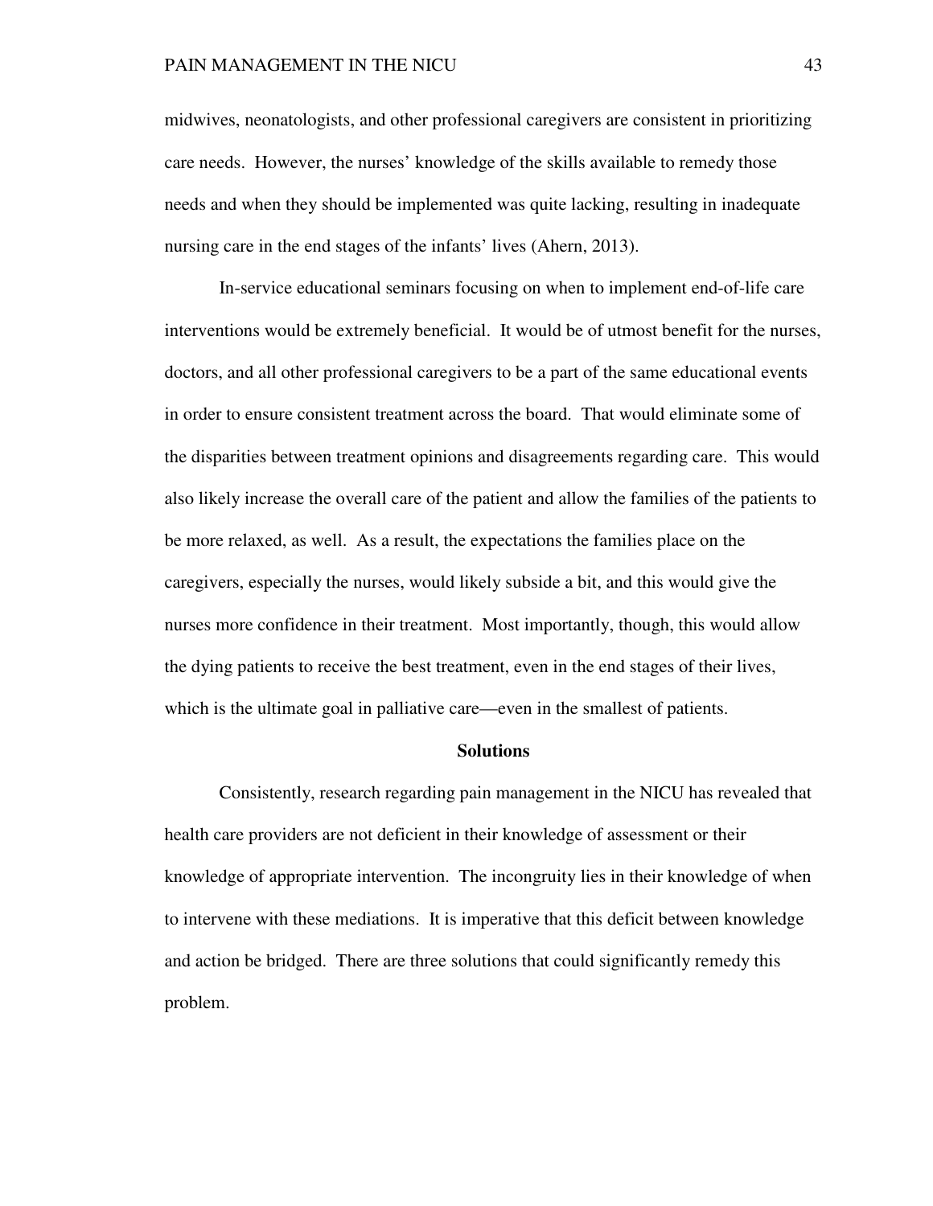midwives, neonatologists, and other professional caregivers are consistent in prioritizing care needs. However, the nurses' knowledge of the skills available to remedy those needs and when they should be implemented was quite lacking, resulting in inadequate nursing care in the end stages of the infants' lives (Ahern, 2013).

In-service educational seminars focusing on when to implement end-of-life care interventions would be extremely beneficial. It would be of utmost benefit for the nurses, doctors, and all other professional caregivers to be a part of the same educational events in order to ensure consistent treatment across the board. That would eliminate some of the disparities between treatment opinions and disagreements regarding care. This would also likely increase the overall care of the patient and allow the families of the patients to be more relaxed, as well. As a result, the expectations the families place on the caregivers, especially the nurses, would likely subside a bit, and this would give the nurses more confidence in their treatment. Most importantly, though, this would allow the dying patients to receive the best treatment, even in the end stages of their lives, which is the ultimate goal in palliative care—even in the smallest of patients.

## Solutions

Consistently, research regarding pain management in the NICU has revealed that health care providers are not deficient in their knowledge of assessment or their knowledge of appropriate intervention. The incongruity lies in their knowledge of when to intervene with these mediations. It is imperative that this deficit between knowledge and action be bridged. There are three solutions that could significantly remedy this problem.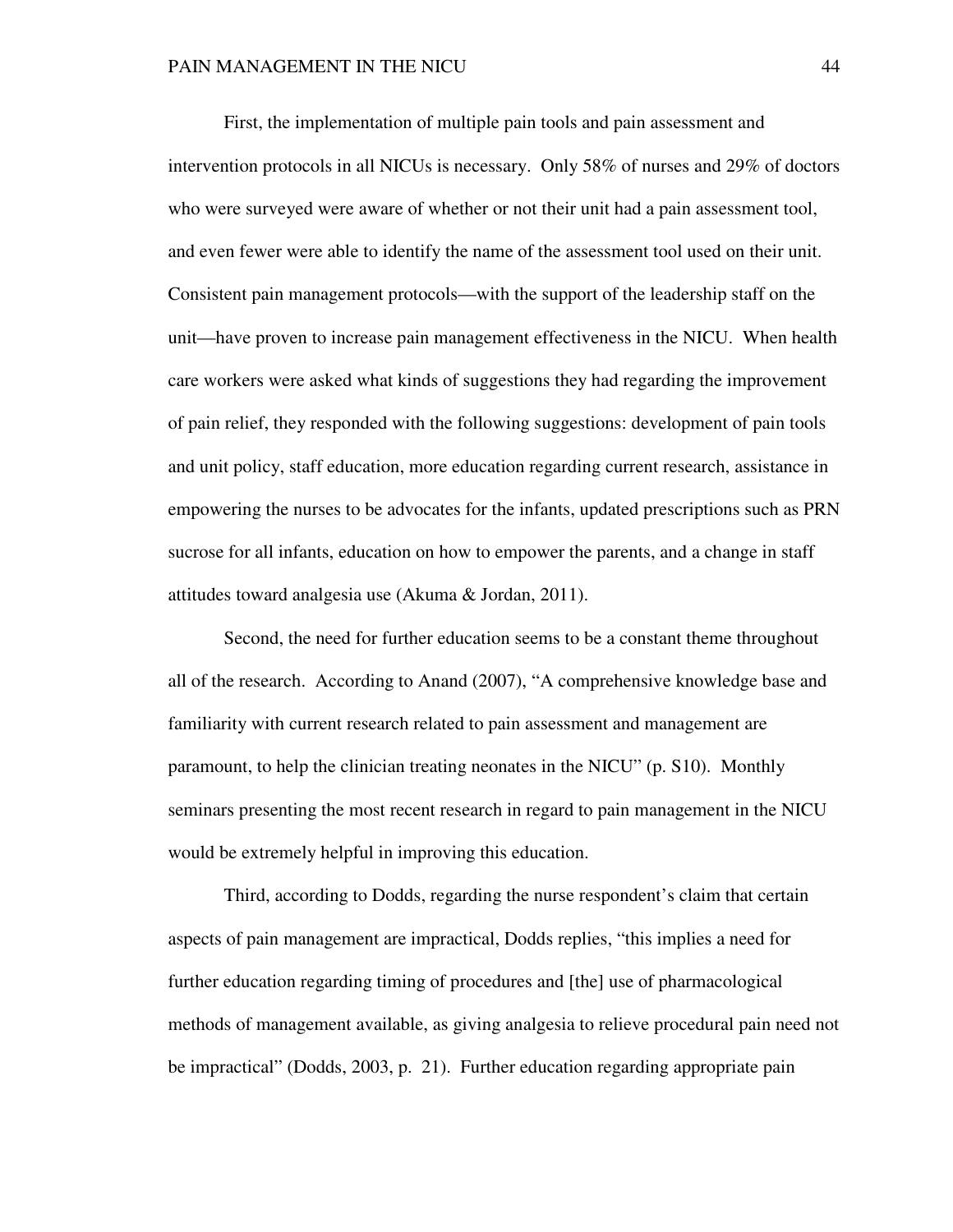First, the implementation of multiple pain tools and pain assessment and intervention protocols in all NICUs is necessary. Only 58% of nurses and 29% of doctors who were surveyed were aware of whether or not their unit had a pain assessment tool, and even fewer were able to identify the name of the assessment tool used on their unit. Consistent pain management protocols—with the support of the leadership staff on the unit—have proven to increase pain management effectiveness in the NICU. When health care workers were asked what kinds of suggestions they had regarding the improvement of pain relief, they responded with the following suggestions: development of pain tools and unit policy, staff education, more education regarding current research, assistance in empowering the nurses to be advocates for the infants, updated prescriptions such as PRN sucrose for all infants, education on how to empower the parents, and a change in staff attitudes toward analgesia use (Akuma & Jordan, 2011).

Second, the need for further education seems to be a constant theme throughout all of the research. According to Anand (2007), "A comprehensive knowledge base and familiarity with current research related to pain assessment and management are paramount, to help the clinician treating neonates in the NICU" (p. S10). Monthly seminars presenting the most recent research in regard to pain management in the NICU would be extremely helpful in improving this education.

Third, according to Dodds, regarding the nurse respondent's claim that certain aspects of pain management are impractical, Dodds replies, "this implies a need for further education regarding timing of procedures and [the] use of pharmacological methods of management available, as giving analgesia to relieve procedural pain need not be impractical" (Dodds, 2003, p. 21). Further education regarding appropriate pain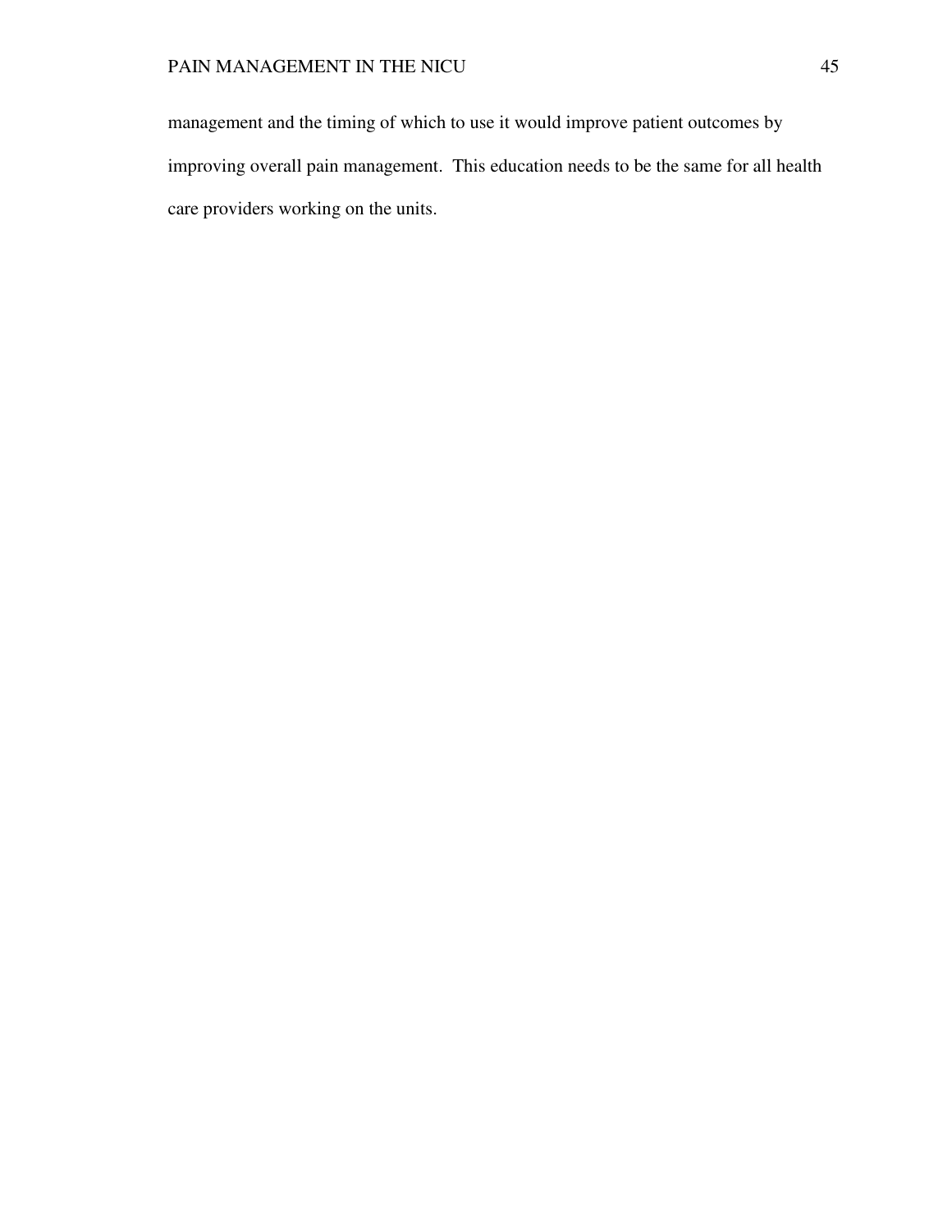management and the timing of which to use it would improve patient outcomes by improving overall pain management. This education needs to be the same for all health care providers working on the units.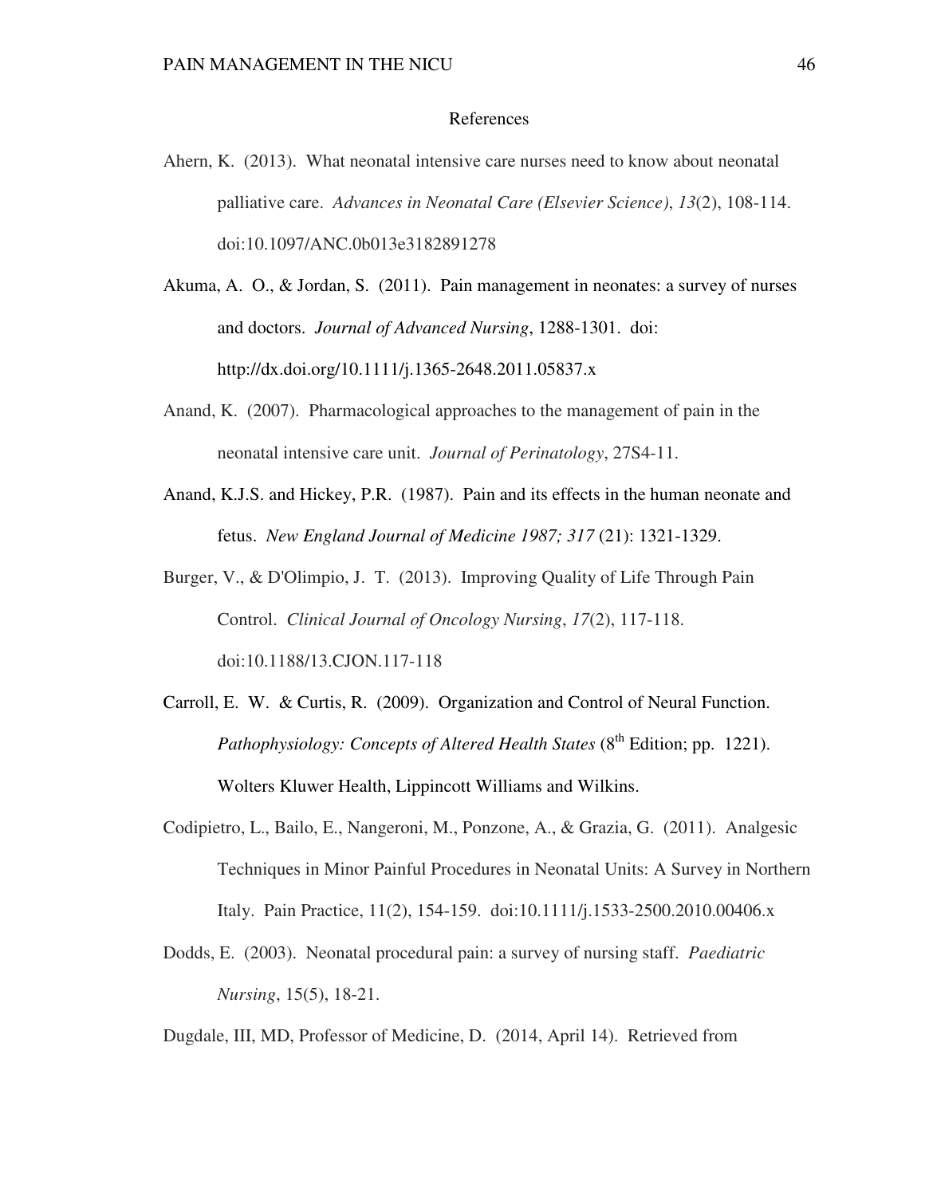# References

Ahern, K. (2013). What neonatal intensive care nurses need to know about neonatal palliative care. *Advances in Neonatal Care (Elsevier Science)*, *13*(2), 108-114. doi:10.1097/ANC.0b013e3182891278

Akuma, A. O., & Jordan, S. (2011). Pain management in neonates: a survey of nurses and doctors. *Journal of Advanced Nursing*, 1288-1301. doi: http://dx.doi.org/10.1111/j.1365-2648.2011.05837.x

Anand, K. (2007). Pharmacological approaches to the management of pain in the neonatal intensive care unit. *Journal of Perinatology*, 27S4-11.

Anand, K.J.S. and Hickey, P.R. (1987). Pain and its effects in the human neonate and fetus. *New England Journal of Medicine 1987; 317* (21): 1321-1329.

Burger, V., & D'Olimpio, J. T. (2013). Improving Quality of Life Through Pain Control. *Clinical Journal of Oncology Nursing*, *17*(2), 117-118. doi:10.1188/13.CJON.117-118

Carroll, E. W. & Curtis, R. (2009). Organization and Control of Neural Function. *Pathophysiology: Concepts of Altered Health States* (8th Edition; pp. 1221). Wolters Kluwer Health, Lippincott Williams and Wilkins.

Codipietro, L., Bailo, E., Nangeroni, M., Ponzone, A., & Grazia, G. (2011). Analgesic Techniques in Minor Painful Procedures in Neonatal Units: A Survey in Northern Italy. Pain Practice, 11(2), 154-159. doi:10.1111/j.1533-2500.2010.00406.x

Dodds, E. (2003). Neonatal procedural pain: a survey of nursing staff. *Paediatric Nursing*, 15(5), 18-21.

Dugdale, III, MD, Professor of Medicine, D. (2014, April 14). Retrieved from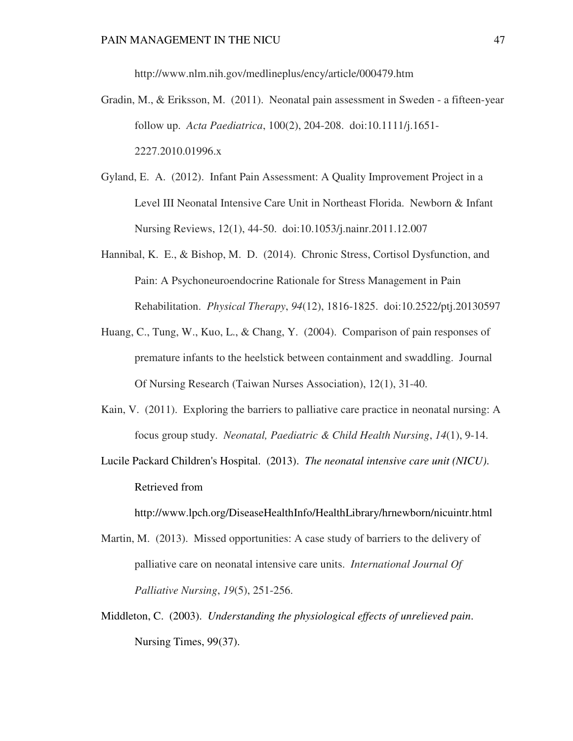http://www.nlm.nih.gov/medlineplus/ency/article/000479.htm

Gradin, M., & Eriksson, M. (2011). Neonatal pain assessment in Sweden - a fifteen-year follow up. *Acta Paediatrica*, 100(2), 204-208. doi:10.1111/j.1651-2227.2010.01996.x

Gyland, E. A. (2012). Infant Pain Assessment: A Quality Improvement Project in a Level III Neonatal Intensive Care Unit in Northeast Florida. Newborn & Infant Nursing Reviews, 12(1), 44-50. doi:10.1053/j.nainr.2011.12.007

Hannibal, K. E., & Bishop, M. D. (2014). Chronic Stress, Cortisol Dysfunction, and Pain: A Psychoneuroendocrine Rationale for Stress Management in Pain Rehabilitation. *Physical Therapy*, *94*(12), 1816-1825. doi:10.2522/ptj.20130597

Huang, C., Tung, W., Kuo, L., & Chang, Y. (2004). Comparison of pain responses of premature infants to the heelstick between containment and swaddling. Journal Of Nursing Research (Taiwan Nurses Association), 12(1), 31-40.

Kain, V. (2011). Exploring the barriers to palliative care practice in neonatal nursing: A focus group study. *Neonatal, Paediatric & Child Health Nursing*, *14*(1), 9-14.

Lucile Packard Children's Hospital. (2013). *The neonatal intensive care unit (NICU)*. Retrieved from http://www.lpch.org/DiseaseHealthInfo/HealthLibrary/hrnewborn/nicuintr.html

Martin, M. (2013). Missed opportunities: A case study of barriers to the delivery of palliative care on neonatal intensive care units. *International Journal Of Palliative Nursing*, *19*(5), 251-256.

Middleton, C. (2003). *Understanding the physiological effects of unrelieved pain*. Nursing Times, 99(37).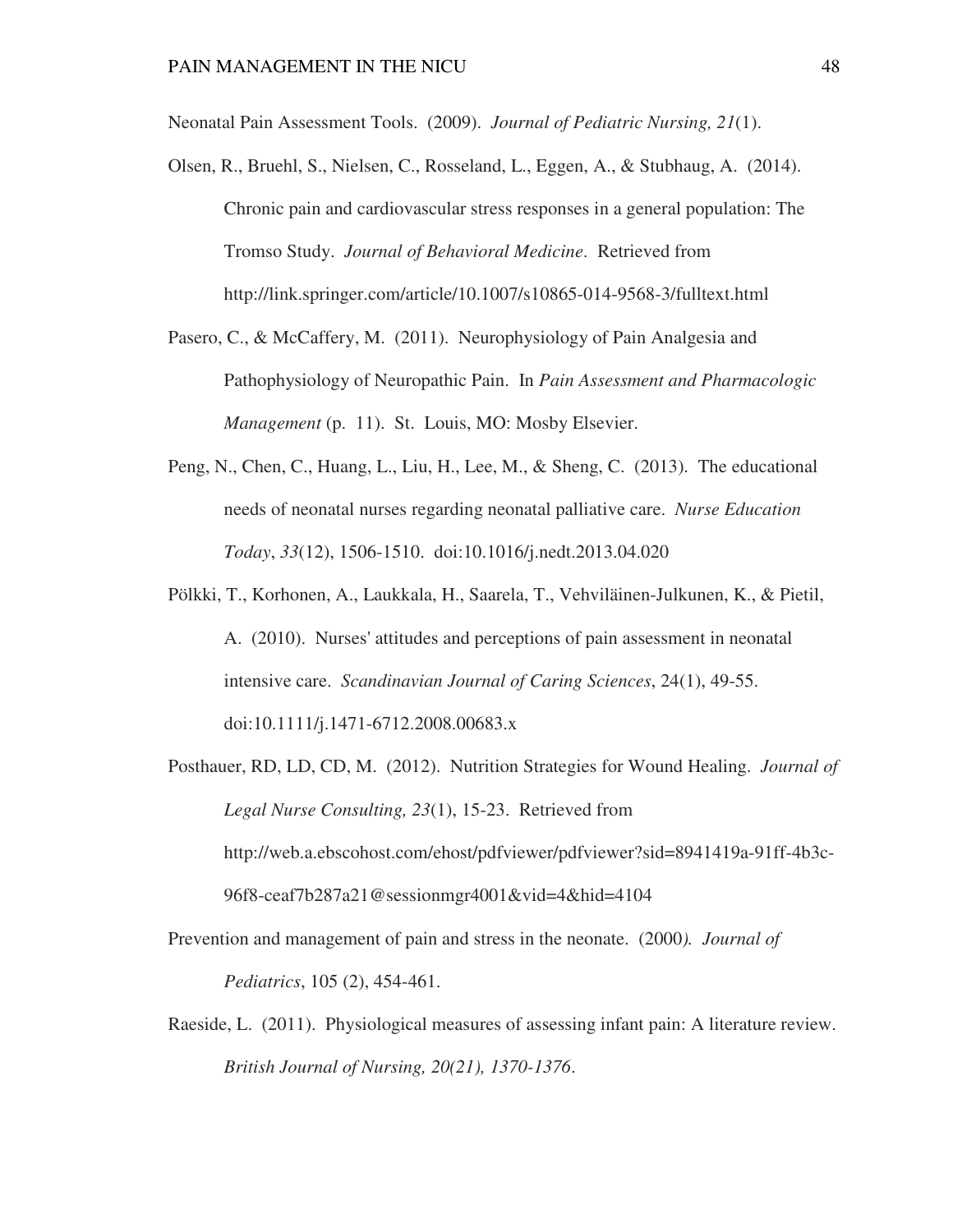Neonatal Pain Assessment Tools. (2009). *Journal of Pediatric Nursing, 21*(1).

Olsen, R., Bruehl, S., Nielsen, C., Rosseland, L., Eggen, A., & Stubhaug, A. (2014). Chronic pain and cardiovascular stress responses in a general population: The Tromso Study. *Journal of Behavioral Medicine*. Retrieved from http://link.springer.com/article/10.1007/s10865-014-9568-3/fulltext.html

Pasero, C., & McCaffery, M. (2011). Neurophysiology of Pain Analgesia and Pathophysiology of Neuropathic Pain. In *Pain Assessment and Pharmacologic Management* (p. 11). St. Louis, MO: Mosby Elsevier.

Peng, N., Chen, C., Huang, L., Liu, H., Lee, M., & Sheng, C. (2013). The educational needs of neonatal nurses regarding neonatal palliative care. *Nurse Education Today*, *33*(12), 1506-1510. doi:10.1016/j.nedt.2013.04.020

Pölkki, T., Korhonen, A., Laukkala, H., Saarela, T., Vehviläinen-Julkunen, K., & Pietil, A. (2010). Nurses' attitudes and perceptions of pain assessment in neonatal intensive care. *Scandinavian Journal of Caring Sciences*, 24(1), 49-55. doi:10.1111/j.1471-6712.2008.00683.x

Posthauer, RD, LD, CD, M. (2012). Nutrition Strategies for Wound Healing. *Journal of Legal Nurse Consulting, 23*(1), 15-23. Retrieved from http://web.a.ebscohost.com/ehost/pdfviewer/pdfviewer?sid=8941419a-91ff-4b3c-96f8-ceaf7b287a21@sessionmgr4001&vid=4&hid=4104

Prevention and management of pain and stress in the neonate. (2000*). Journal of Pediatrics*, 105 (2), 454-461.

Raeside, L. (2011). Physiological measures of assessing infant pain: A literature review. *British Journal of Nursing, 20(21), 1370-1376*.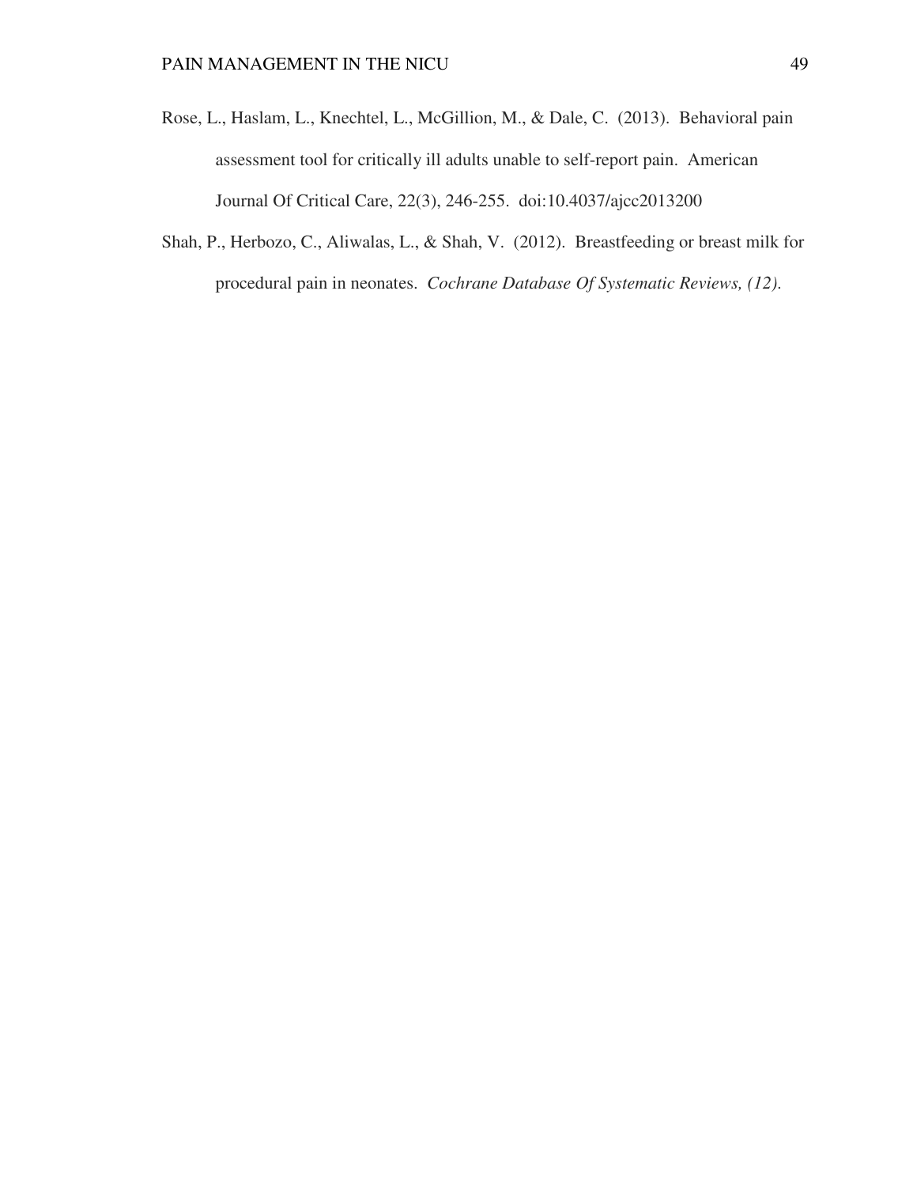Rose, L., Haslam, L., Knechtel, L., McGillion, M., & Dale, C. (2013). Behavioral pain assessment tool for critically ill adults unable to self-report pain. American Journal Of Critical Care, 22(3), 246-255. doi:10.4037/ajcc2013200

Shah, P., Herbozo, C., Aliwalas, L., & Shah, V. (2012). Breastfeeding or breast milk for procedural pain in neonates. *Cochrane Database Of Systematic Reviews, (12).*